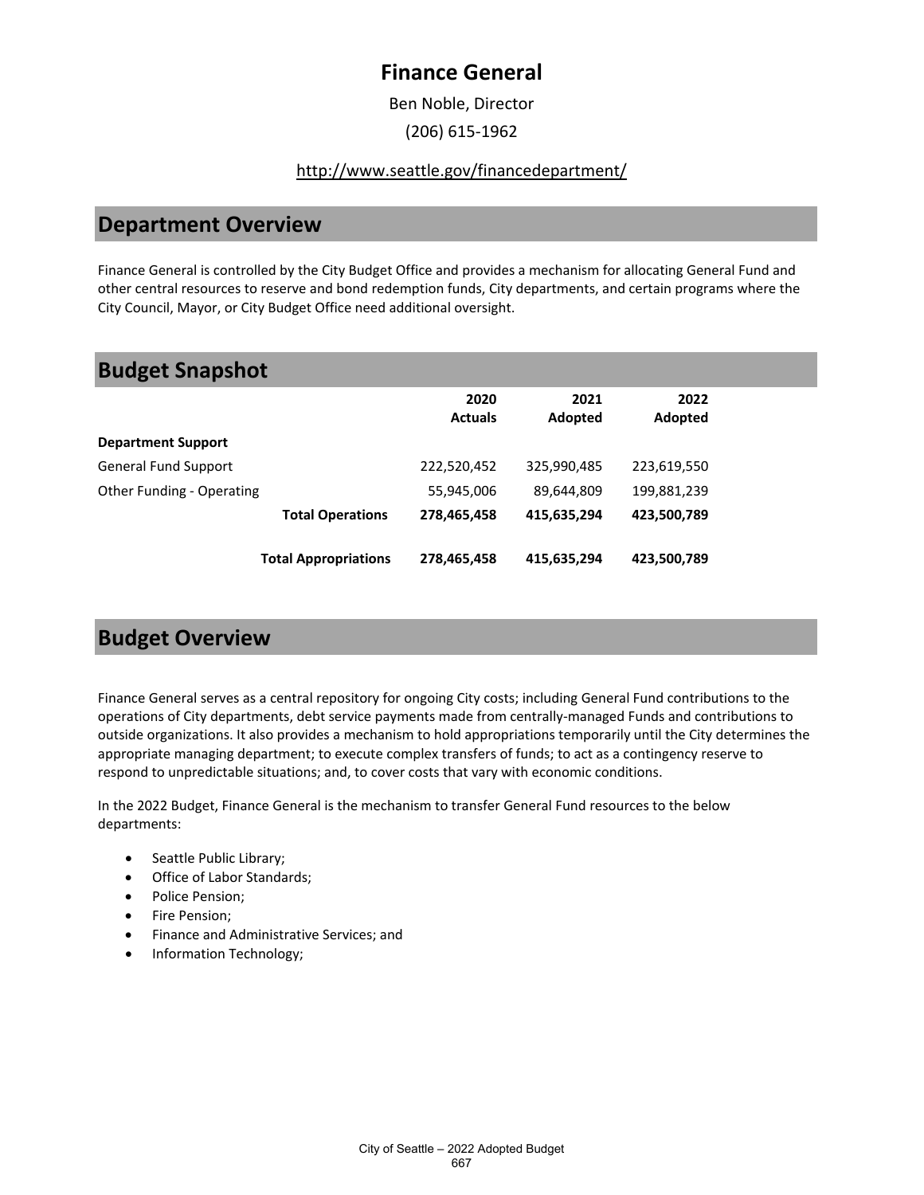# Finance General

Ben Noble, Director

(206) 615-1962

http://www.seattle.gov/financedepartment/

## Department Overview

Finance General is controlled by the City Budget Office and provides a mechanism for allocating General Fund and other central resources to reserve and bond redemption funds, City departments, and certain programs where the City Council, Mayor, or City Budget Office need additional oversight.

## Budget Snapshot

| | 2020 Actuals | 2021 Adopted | 2022 Adopted |
|---|---|---|---|
| **Department Support** | | | |
| General Fund Support | 222,520,452 | 325,990,485 | 223,619,550 |
| Other Funding - Operating | 55,945,006 | 89,644,809 | 199,881,239 |
| **Total Operations** | **278,465,458** | **415,635,294** | **423,500,789** |
| **Total Appropriations** | **278,465,458** | **415,635,294** | **423,500,789** |

## Budget Overview

Finance General serves as a central repository for ongoing City costs; including General Fund contributions to the operations of City departments, debt service payments made from centrally-managed Funds and contributions to outside organizations. It also provides a mechanism to hold appropriations temporarily until the City determines the appropriate managing department; to execute complex transfers of funds; to act as a contingency reserve to respond to unpredictable situations; and, to cover costs that vary with economic conditions.

In the 2022 Budget, Finance General is the mechanism to transfer General Fund resources to the below departments:

- Seattle Public Library;
- Office of Labor Standards;
- Police Pension;
- Fire Pension;
- Finance and Administrative Services; and
- Information Technology;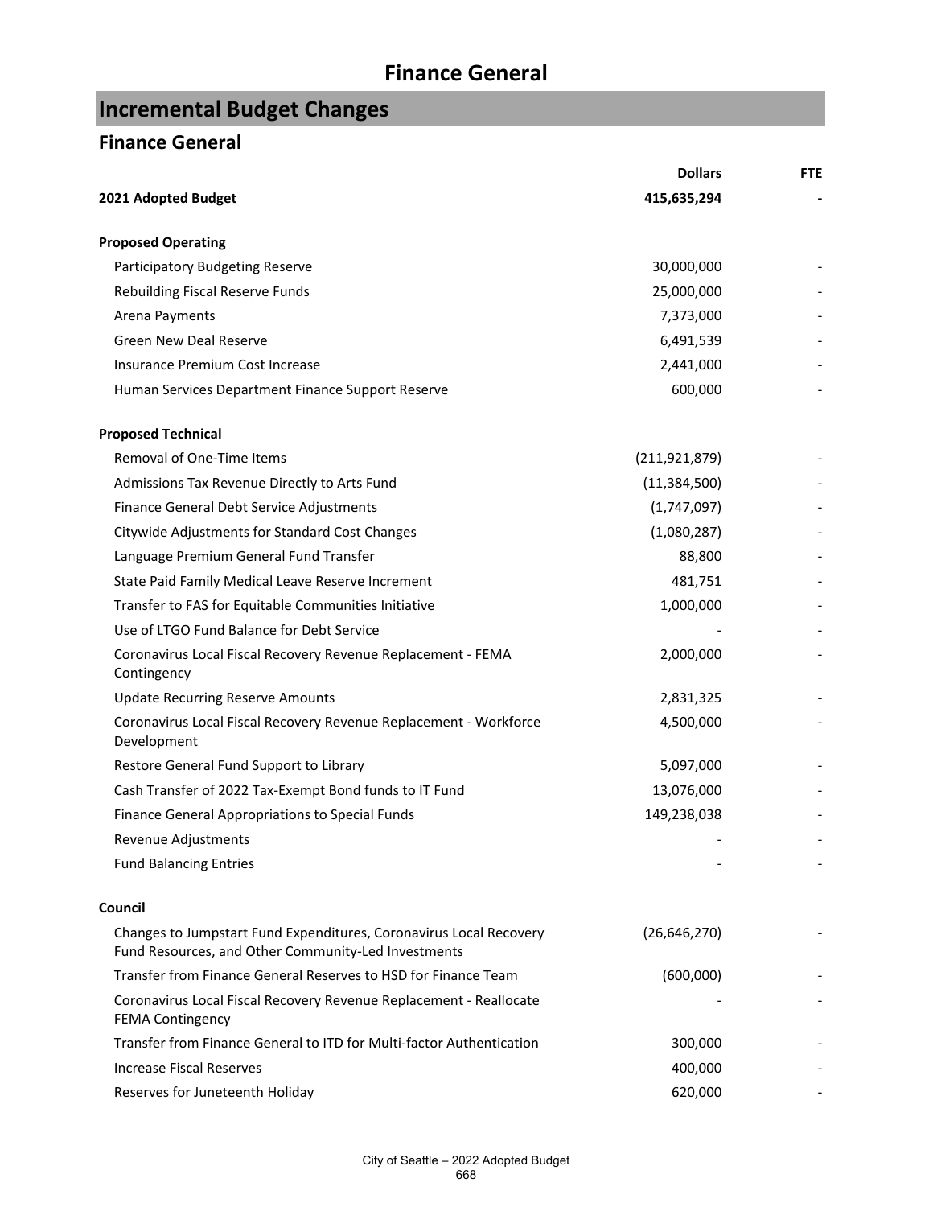# Finance General

## Incremental Budget Changes

### Finance General

| | Dollars | FTE |
|---|---|---|
| **2021 Adopted Budget** | **415,635,294** | **-** |
| | | |
| **Proposed Operating** | | |
| Participatory Budgeting Reserve | 30,000,000 | - |
| Rebuilding Fiscal Reserve Funds | 25,000,000 | - |
| Arena Payments | 7,373,000 | - |
| Green New Deal Reserve | 6,491,539 | - |
| Insurance Premium Cost Increase | 2,441,000 | - |
| Human Services Department Finance Support Reserve | 600,000 | - |
| | | |
| **Proposed Technical** | | |
| Removal of One-Time Items | (211,921,879) | - |
| Admissions Tax Revenue Directly to Arts Fund | (11,384,500) | - |
| Finance General Debt Service Adjustments | (1,747,097) | - |
| Citywide Adjustments for Standard Cost Changes | (1,080,287) | - |
| Language Premium General Fund Transfer | 88,800 | - |
| State Paid Family Medical Leave Reserve Increment | 481,751 | - |
| Transfer to FAS for Equitable Communities Initiative | 1,000,000 | - |
| Use of LTGO Fund Balance for Debt Service | - | - |
| Coronavirus Local Fiscal Recovery Revenue Replacement - FEMA Contingency | 2,000,000 | - |
| Update Recurring Reserve Amounts | 2,831,325 | - |
| Coronavirus Local Fiscal Recovery Revenue Replacement - Workforce Development | 4,500,000 | - |
| Restore General Fund Support to Library | 5,097,000 | - |
| Cash Transfer of 2022 Tax-Exempt Bond funds to IT Fund | 13,076,000 | - |
| Finance General Appropriations to Special Funds | 149,238,038 | - |
| Revenue Adjustments | - | - |
| Fund Balancing Entries | - | - |
| | | |
| **Council** | | |
| Changes to Jumpstart Fund Expenditures, Coronavirus Local Recovery Fund Resources, and Other Community-Led Investments | (26,646,270) | - |
| Transfer from Finance General Reserves to HSD for Finance Team | (600,000) | - |
| Coronavirus Local Fiscal Recovery Revenue Replacement - Reallocate FEMA Contingency | - | - |
| Transfer from Finance General to ITD for Multi-factor Authentication | 300,000 | - |
| Increase Fiscal Reserves | 400,000 | - |
| Reserves for Juneteenth Holiday | 620,000 | - |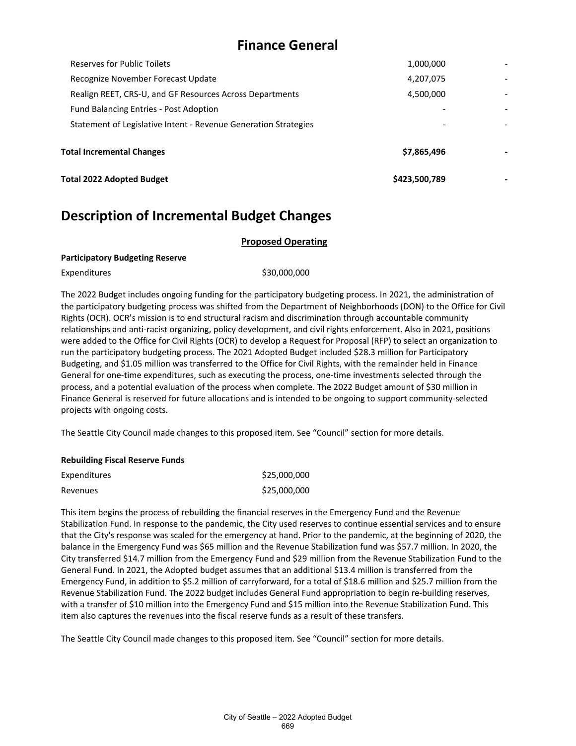# Finance General

| | | |
|---|---|---|
| Reserves for Public Toilets | 1,000,000 | - |
| Recognize November Forecast Update | 4,207,075 | - |
| Realign REET, CRS-U, and GF Resources Across Departments | 4,500,000 | - |
| Fund Balancing Entries - Post Adoption | - | - |
| Statement of Legislative Intent - Revenue Generation Strategies | - | - |
| **Total Incremental Changes** | **$7,865,496** | **-** |
| **Total 2022 Adopted Budget** | **$423,500,789** | **-** |

## Description of Incremental Budget Changes

### Proposed Operating

**Participatory Budgeting Reserve**

| | |
|---|---|
| Expenditures | $30,000,000 |

The 2022 Budget includes ongoing funding for the participatory budgeting process. In 2021, the administration of the participatory budgeting process was shifted from the Department of Neighborhoods (DON) to the Office for Civil Rights (OCR). OCR's mission is to end structural racism and discrimination through accountable community relationships and anti-racist organizing, policy development, and civil rights enforcement. Also in 2021, positions were added to the Office for Civil Rights (OCR) to develop a Request for Proposal (RFP) to select an organization to run the participatory budgeting process. The 2021 Adopted Budget included $28.3 million for Participatory Budgeting, and $1.05 million was transferred to the Office for Civil Rights, with the remainder held in Finance General for one-time expenditures, such as executing the process, one-time investments selected through the process, and a potential evaluation of the process when complete. The 2022 Budget amount of $30 million in Finance General is reserved for future allocations and is intended to be ongoing to support community-selected projects with ongoing costs.

The Seattle City Council made changes to this proposed item. See "Council" section for more details.

**Rebuilding Fiscal Reserve Funds**

| | |
|---|---|
| Expenditures | $25,000,000 |
| Revenues | $25,000,000 |

This item begins the process of rebuilding the financial reserves in the Emergency Fund and the Revenue Stabilization Fund. In response to the pandemic, the City used reserves to continue essential services and to ensure that the City's response was scaled for the emergency at hand. Prior to the pandemic, at the beginning of 2020, the balance in the Emergency Fund was $65 million and the Revenue Stabilization fund was $57.7 million. In 2020, the City transferred $14.7 million from the Emergency Fund and $29 million from the Revenue Stabilization Fund to the General Fund. In 2021, the Adopted budget assumes that an additional $13.4 million is transferred from the Emergency Fund, in addition to $5.2 million of carryforward, for a total of $18.6 million and $25.7 million from the Revenue Stabilization Fund. The 2022 budget includes General Fund appropriation to begin re-building reserves, with a transfer of $10 million into the Emergency Fund and $15 million into the Revenue Stabilization Fund. This item also captures the revenues into the fiscal reserve funds as a result of these transfers.

The Seattle City Council made changes to this proposed item. See "Council" section for more details.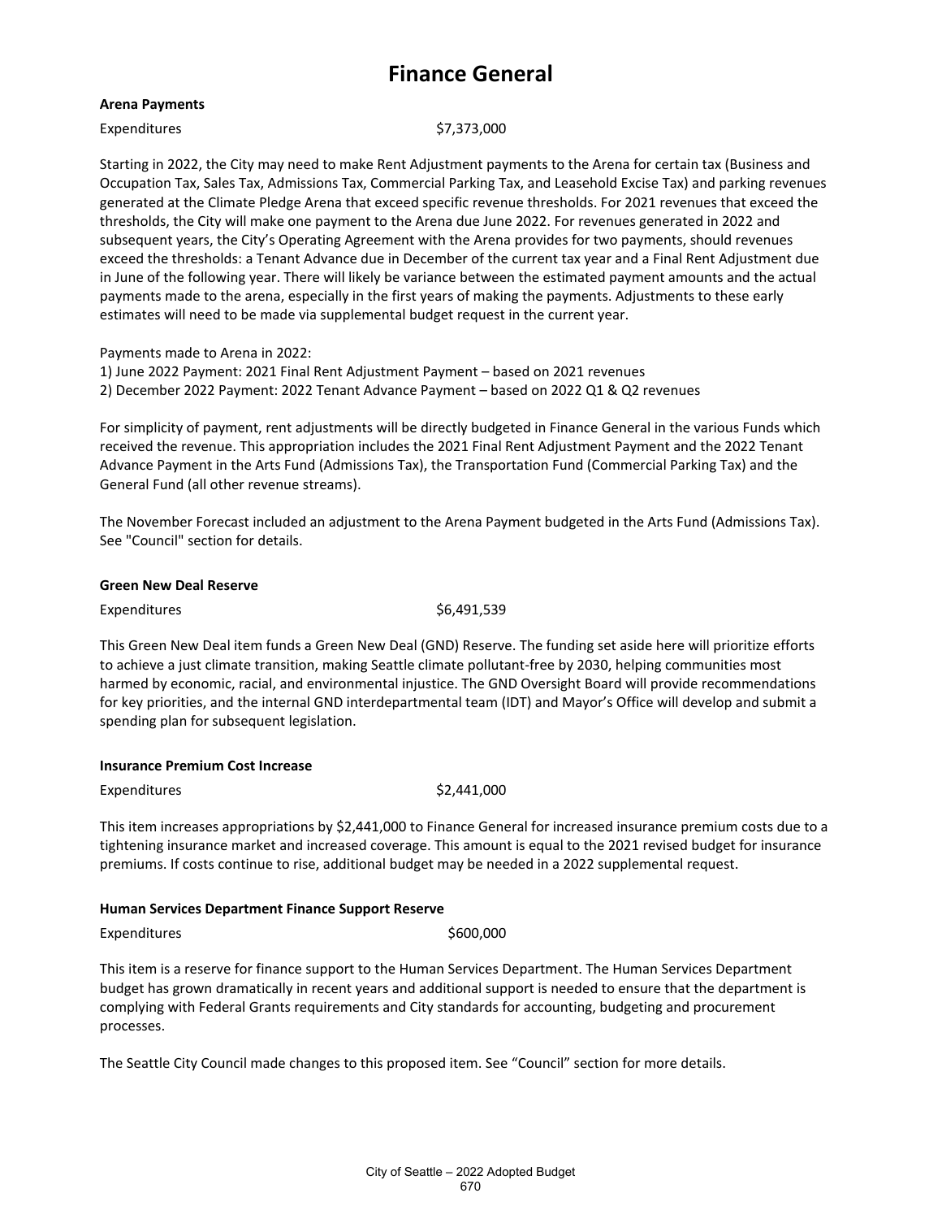# Finance General

**Arena Payments**

Expenditures $7,373,000

Starting in 2022, the City may need to make Rent Adjustment payments to the Arena for certain tax (Business and Occupation Tax, Sales Tax, Admissions Tax, Commercial Parking Tax, and Leasehold Excise Tax) and parking revenues generated at the Climate Pledge Arena that exceed specific revenue thresholds. For 2021 revenues that exceed the thresholds, the City will make one payment to the Arena due June 2022. For revenues generated in 2022 and subsequent years, the City's Operating Agreement with the Arena provides for two payments, should revenues exceed the thresholds: a Tenant Advance due in December of the current tax year and a Final Rent Adjustment due in June of the following year. There will likely be variance between the estimated payment amounts and the actual payments made to the arena, especially in the first years of making the payments. Adjustments to these early estimates will need to be made via supplemental budget request in the current year.

Payments made to Arena in 2022:
1) June 2022 Payment: 2021 Final Rent Adjustment Payment – based on 2021 revenues
2) December 2022 Payment: 2022 Tenant Advance Payment – based on 2022 Q1 & Q2 revenues

For simplicity of payment, rent adjustments will be directly budgeted in Finance General in the various Funds which received the revenue. This appropriation includes the 2021 Final Rent Adjustment Payment and the 2022 Tenant Advance Payment in the Arts Fund (Admissions Tax), the Transportation Fund (Commercial Parking Tax) and the General Fund (all other revenue streams).

The November Forecast included an adjustment to the Arena Payment budgeted in the Arts Fund (Admissions Tax). See "Council" section for details.

**Green New Deal Reserve**

Expenditures $6,491,539

This Green New Deal item funds a Green New Deal (GND) Reserve. The funding set aside here will prioritize efforts to achieve a just climate transition, making Seattle climate pollutant-free by 2030, helping communities most harmed by economic, racial, and environmental injustice. The GND Oversight Board will provide recommendations for key priorities, and the internal GND interdepartmental team (IDT) and Mayor's Office will develop and submit a spending plan for subsequent legislation.

**Insurance Premium Cost Increase**

Expenditures $2,441,000

This item increases appropriations by $2,441,000 to Finance General for increased insurance premium costs due to a tightening insurance market and increased coverage. This amount is equal to the 2021 revised budget for insurance premiums. If costs continue to rise, additional budget may be needed in a 2022 supplemental request.

**Human Services Department Finance Support Reserve**

Expenditures $600,000

This item is a reserve for finance support to the Human Services Department. The Human Services Department budget has grown dramatically in recent years and additional support is needed to ensure that the department is complying with Federal Grants requirements and City standards for accounting, budgeting and procurement processes.

The Seattle City Council made changes to this proposed item. See "Council" section for more details.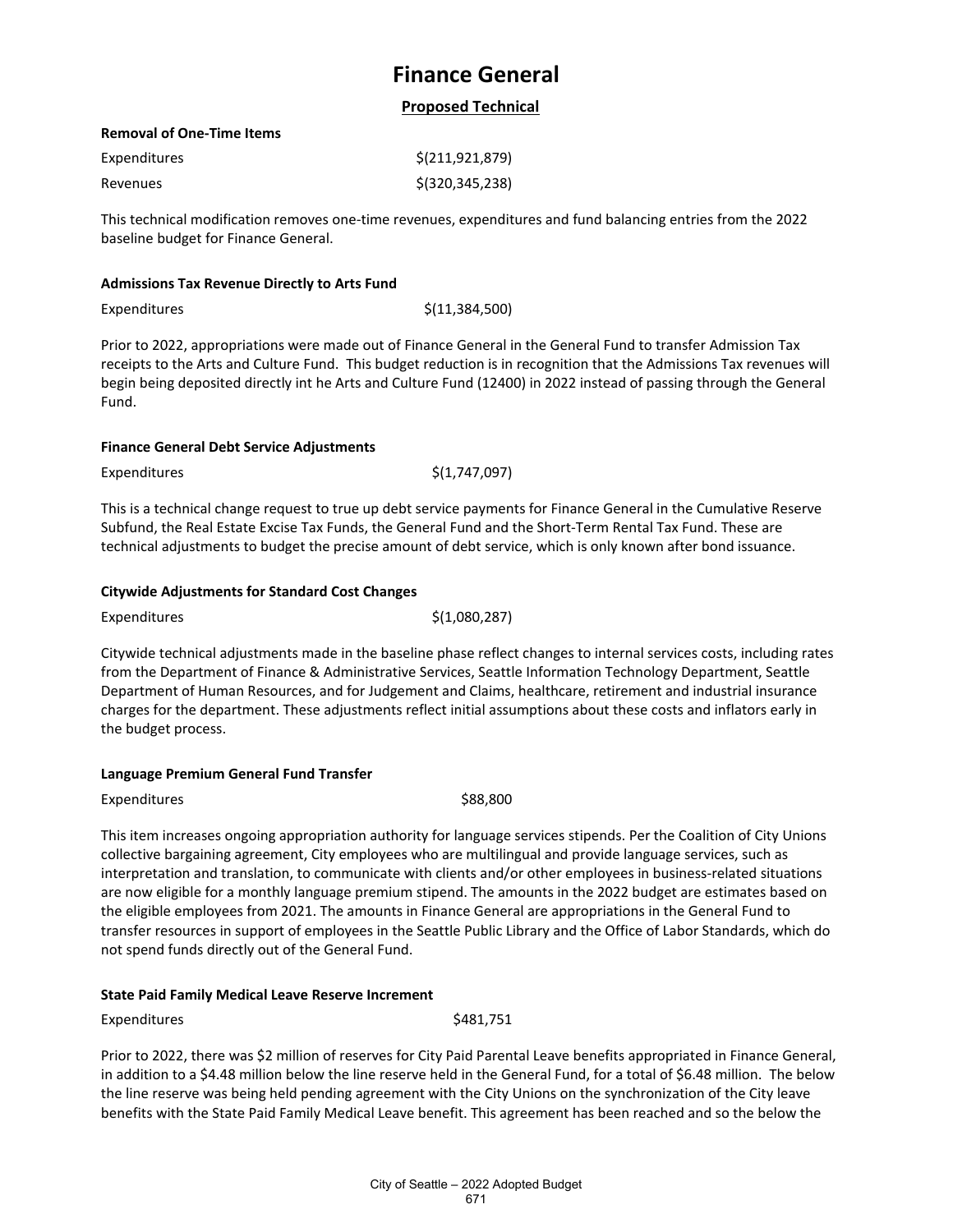# Finance General

## Proposed Technical

**Removal of One-Time Items**

| | |
|---|---|
| Expenditures | $(211,921,879) |
| Revenues | $(320,345,238) |

This technical modification removes one-time revenues, expenditures and fund balancing entries from the 2022 baseline budget for Finance General.

**Admissions Tax Revenue Directly to Arts Fund**

| | |
|---|---|
| Expenditures | $(11,384,500) |

Prior to 2022, appropriations were made out of Finance General in the General Fund to transfer Admission Tax receipts to the Arts and Culture Fund. This budget reduction is in recognition that the Admissions Tax revenues will begin being deposited directly int he Arts and Culture Fund (12400) in 2022 instead of passing through the General Fund.

**Finance General Debt Service Adjustments**

| | |
|---|---|
| Expenditures | $(1,747,097) |

This is a technical change request to true up debt service payments for Finance General in the Cumulative Reserve Subfund, the Real Estate Excise Tax Funds, the General Fund and the Short-Term Rental Tax Fund. These are technical adjustments to budget the precise amount of debt service, which is only known after bond issuance.

**Citywide Adjustments for Standard Cost Changes**

| | |
|---|---|
| Expenditures | $(1,080,287) |

Citywide technical adjustments made in the baseline phase reflect changes to internal services costs, including rates from the Department of Finance & Administrative Services, Seattle Information Technology Department, Seattle Department of Human Resources, and for Judgement and Claims, healthcare, retirement and industrial insurance charges for the department. These adjustments reflect initial assumptions about these costs and inflators early in the budget process.

**Language Premium General Fund Transfer**

| | |
|---|---|
| Expenditures | $88,800 |

This item increases ongoing appropriation authority for language services stipends. Per the Coalition of City Unions collective bargaining agreement, City employees who are multilingual and provide language services, such as interpretation and translation, to communicate with clients and/or other employees in business-related situations are now eligible for a monthly language premium stipend. The amounts in the 2022 budget are estimates based on the eligible employees from 2021. The amounts in Finance General are appropriations in the General Fund to transfer resources in support of employees in the Seattle Public Library and the Office of Labor Standards, which do not spend funds directly out of the General Fund.

**State Paid Family Medical Leave Reserve Increment**

| | |
|---|---|
| Expenditures | $481,751 |

Prior to 2022, there was $2 million of reserves for City Paid Parental Leave benefits appropriated in Finance General, in addition to a $4.48 million below the line reserve held in the General Fund, for a total of $6.48 million. The below the line reserve was being held pending agreement with the City Unions on the synchronization of the City leave benefits with the State Paid Family Medical Leave benefit. This agreement has been reached and so the below the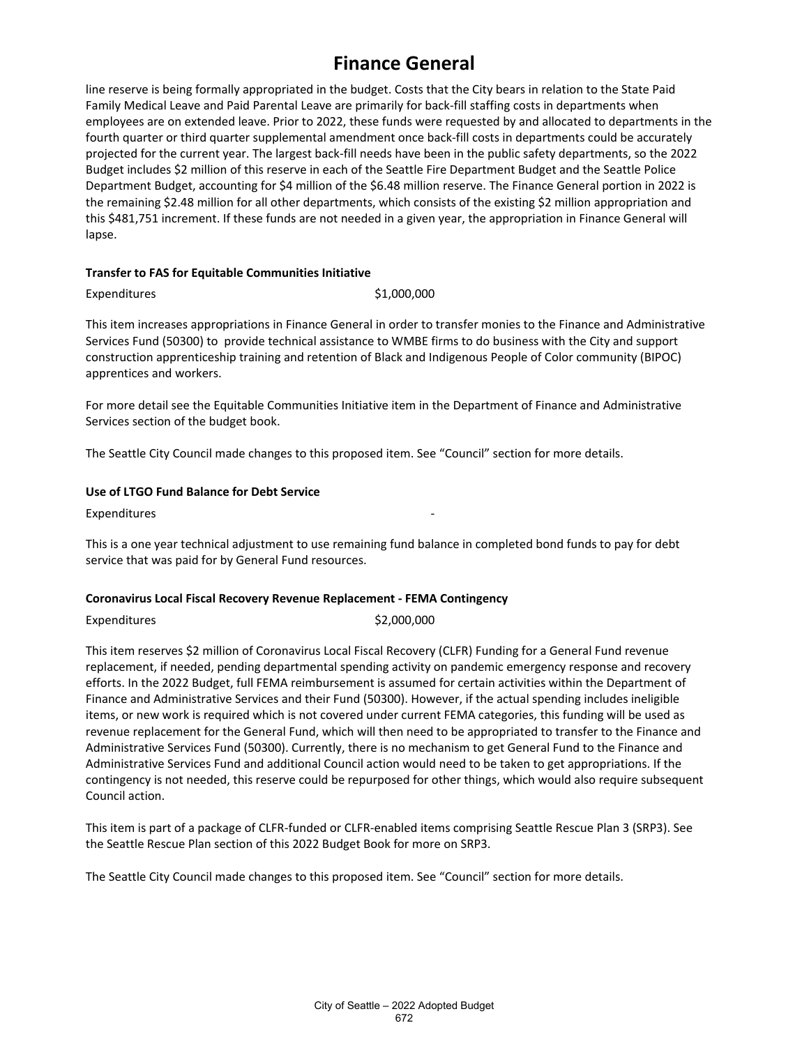line reserve is being formally appropriated in the budget. Costs that the City bears in relation to the State Paid Family Medical Leave and Paid Parental Leave are primarily for back-fill staffing costs in departments when employees are on extended leave. Prior to 2022, these funds were requested by and allocated to departments in the fourth quarter or third quarter supplemental amendment once back-fill costs in departments could be accurately projected for the current year. The largest back-fill needs have been in the public safety departments, so the 2022 Budget includes $2 million of this reserve in each of the Seattle Fire Department Budget and the Seattle Police Department Budget, accounting for $4 million of the $6.48 million reserve. The Finance General portion in 2022 is the remaining $2.48 million for all other departments, which consists of the existing $2 million appropriation and this $481,751 increment. If these funds are not needed in a given year, the appropriation in Finance General will lapse.

**Transfer to FAS for Equitable Communities Initiative**

| | |
|---|---|
| Expenditures | $1,000,000 |

This item increases appropriations in Finance General in order to transfer monies to the Finance and Administrative Services Fund (50300) to provide technical assistance to WMBE firms to do business with the City and support construction apprenticeship training and retention of Black and Indigenous People of Color community (BIPOC) apprentices and workers.

For more detail see the Equitable Communities Initiative item in the Department of Finance and Administrative Services section of the budget book.

The Seattle City Council made changes to this proposed item. See “Council” section for more details.

**Use of LTGO Fund Balance for Debt Service**

| | |
|---|---|
| Expenditures | - |

This is a one year technical adjustment to use remaining fund balance in completed bond funds to pay for debt service that was paid for by General Fund resources.

**Coronavirus Local Fiscal Recovery Revenue Replacement - FEMA Contingency**

| | |
|---|---|
| Expenditures | $2,000,000 |

This item reserves $2 million of Coronavirus Local Fiscal Recovery (CLFR) Funding for a General Fund revenue replacement, if needed, pending departmental spending activity on pandemic emergency response and recovery efforts. In the 2022 Budget, full FEMA reimbursement is assumed for certain activities within the Department of Finance and Administrative Services and their Fund (50300). However, if the actual spending includes ineligible items, or new work is required which is not covered under current FEMA categories, this funding will be used as revenue replacement for the General Fund, which will then need to be appropriated to transfer to the Finance and Administrative Services Fund (50300). Currently, there is no mechanism to get General Fund to the Finance and Administrative Services Fund and additional Council action would need to be taken to get appropriations. If the contingency is not needed, this reserve could be repurposed for other things, which would also require subsequent Council action.

This item is part of a package of CLFR-funded or CLFR-enabled items comprising Seattle Rescue Plan 3 (SRP3). See the Seattle Rescue Plan section of this 2022 Budget Book for more on SRP3.

The Seattle City Council made changes to this proposed item. See “Council” section for more details.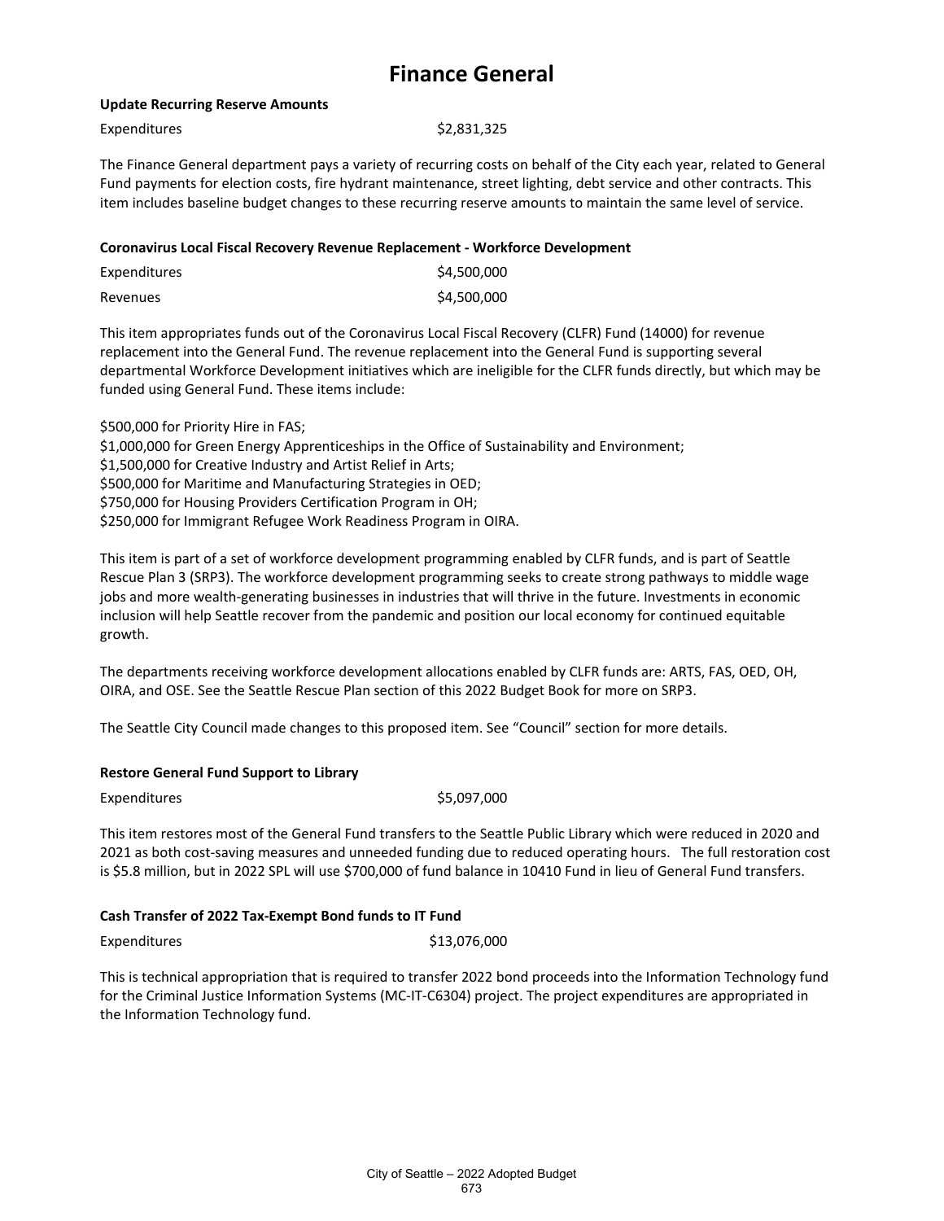# Finance General

**Update Recurring Reserve Amounts**

| | |
|---|---|
| Expenditures | $2,831,325 |

The Finance General department pays a variety of recurring costs on behalf of the City each year, related to General Fund payments for election costs, fire hydrant maintenance, street lighting, debt service and other contracts. This item includes baseline budget changes to these recurring reserve amounts to maintain the same level of service.

**Coronavirus Local Fiscal Recovery Revenue Replacement - Workforce Development**

| | |
|---|---|
| Expenditures | $4,500,000 |
| Revenues | $4,500,000 |

This item appropriates funds out of the Coronavirus Local Fiscal Recovery (CLFR) Fund (14000) for revenue replacement into the General Fund. The revenue replacement into the General Fund is supporting several departmental Workforce Development initiatives which are ineligible for the CLFR funds directly, but which may be funded using General Fund. These items include:

$500,000 for Priority Hire in FAS;
$1,000,000 for Green Energy Apprenticeships in the Office of Sustainability and Environment;
$1,500,000 for Creative Industry and Artist Relief in Arts;
$500,000 for Maritime and Manufacturing Strategies in OED;
$750,000 for Housing Providers Certification Program in OH;
$250,000 for Immigrant Refugee Work Readiness Program in OIRA.

This item is part of a set of workforce development programming enabled by CLFR funds, and is part of Seattle Rescue Plan 3 (SRP3). The workforce development programming seeks to create strong pathways to middle wage jobs and more wealth-generating businesses in industries that will thrive in the future. Investments in economic inclusion will help Seattle recover from the pandemic and position our local economy for continued equitable growth.

The departments receiving workforce development allocations enabled by CLFR funds are: ARTS, FAS, OED, OH, OIRA, and OSE. See the Seattle Rescue Plan section of this 2022 Budget Book for more on SRP3.

The Seattle City Council made changes to this proposed item. See "Council" section for more details.

**Restore General Fund Support to Library**

| | |
|---|---|
| Expenditures | $5,097,000 |

This item restores most of the General Fund transfers to the Seattle Public Library which were reduced in 2020 and 2021 as both cost-saving measures and unneeded funding due to reduced operating hours. The full restoration cost is $5.8 million, but in 2022 SPL will use $700,000 of fund balance in 10410 Fund in lieu of General Fund transfers.

**Cash Transfer of 2022 Tax-Exempt Bond funds to IT Fund**

| | |
|---|---|
| Expenditures | $13,076,000 |

This is technical appropriation that is required to transfer 2022 bond proceeds into the Information Technology fund for the Criminal Justice Information Systems (MC-IT-C6304) project. The project expenditures are appropriated in the Information Technology fund.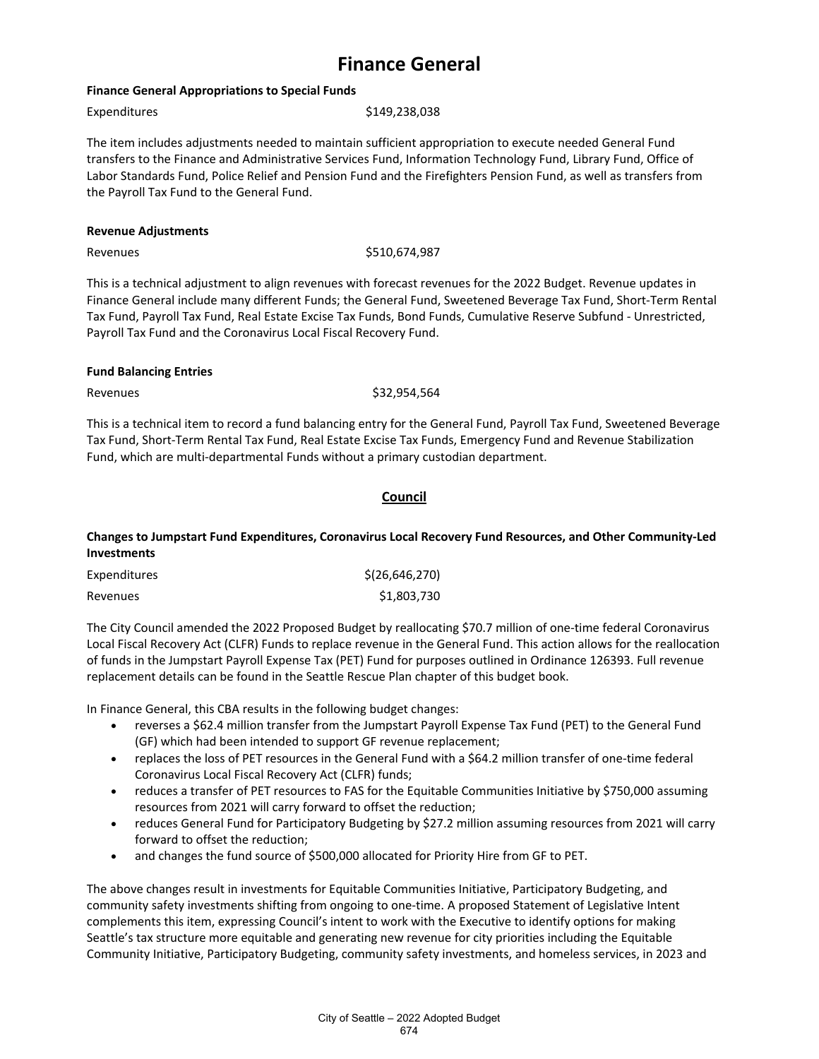# Finance General

**Finance General Appropriations to Special Funds**

| | |
|---|---|
| Expenditures | $149,238,038 |

The item includes adjustments needed to maintain sufficient appropriation to execute needed General Fund transfers to the Finance and Administrative Services Fund, Information Technology Fund, Library Fund, Office of Labor Standards Fund, Police Relief and Pension Fund and the Firefighters Pension Fund, as well as transfers from the Payroll Tax Fund to the General Fund.

**Revenue Adjustments**

| | |
|---|---|
| Revenues | $510,674,987 |

This is a technical adjustment to align revenues with forecast revenues for the 2022 Budget. Revenue updates in Finance General include many different Funds; the General Fund, Sweetened Beverage Tax Fund, Short-Term Rental Tax Fund, Payroll Tax Fund, Real Estate Excise Tax Funds, Bond Funds, Cumulative Reserve Subfund - Unrestricted, Payroll Tax Fund and the Coronavirus Local Fiscal Recovery Fund.

**Fund Balancing Entries**

| | |
|---|---|
| Revenues | $32,954,564 |

This is a technical item to record a fund balancing entry for the General Fund, Payroll Tax Fund, Sweetened Beverage Tax Fund, Short-Term Rental Tax Fund, Real Estate Excise Tax Funds, Emergency Fund and Revenue Stabilization Fund, which are multi-departmental Funds without a primary custodian department.

## Council

**Changes to Jumpstart Fund Expenditures, Coronavirus Local Recovery Fund Resources, and Other Community-Led Investments**

| | |
|---|---|
| Expenditures | $(26,646,270) |
| Revenues | $1,803,730 |

The City Council amended the 2022 Proposed Budget by reallocating $70.7 million of one-time federal Coronavirus Local Fiscal Recovery Act (CLFR) Funds to replace revenue in the General Fund. This action allows for the reallocation of funds in the Jumpstart Payroll Expense Tax (PET) Fund for purposes outlined in Ordinance 126393. Full revenue replacement details can be found in the Seattle Rescue Plan chapter of this budget book.

In Finance General, this CBA results in the following budget changes:

- reverses a $62.4 million transfer from the Jumpstart Payroll Expense Tax Fund (PET) to the General Fund (GF) which had been intended to support GF revenue replacement;
- replaces the loss of PET resources in the General Fund with a $64.2 million transfer of one-time federal Coronavirus Local Fiscal Recovery Act (CLFR) funds;
- reduces a transfer of PET resources to FAS for the Equitable Communities Initiative by $750,000 assuming resources from 2021 will carry forward to offset the reduction;
- reduces General Fund for Participatory Budgeting by $27.2 million assuming resources from 2021 will carry forward to offset the reduction;
- and changes the fund source of $500,000 allocated for Priority Hire from GF to PET.

The above changes result in investments for Equitable Communities Initiative, Participatory Budgeting, and community safety investments shifting from ongoing to one-time. A proposed Statement of Legislative Intent complements this item, expressing Council's intent to work with the Executive to identify options for making Seattle's tax structure more equitable and generating new revenue for city priorities including the Equitable Community Initiative, Participatory Budgeting, community safety investments, and homeless services, in 2023 and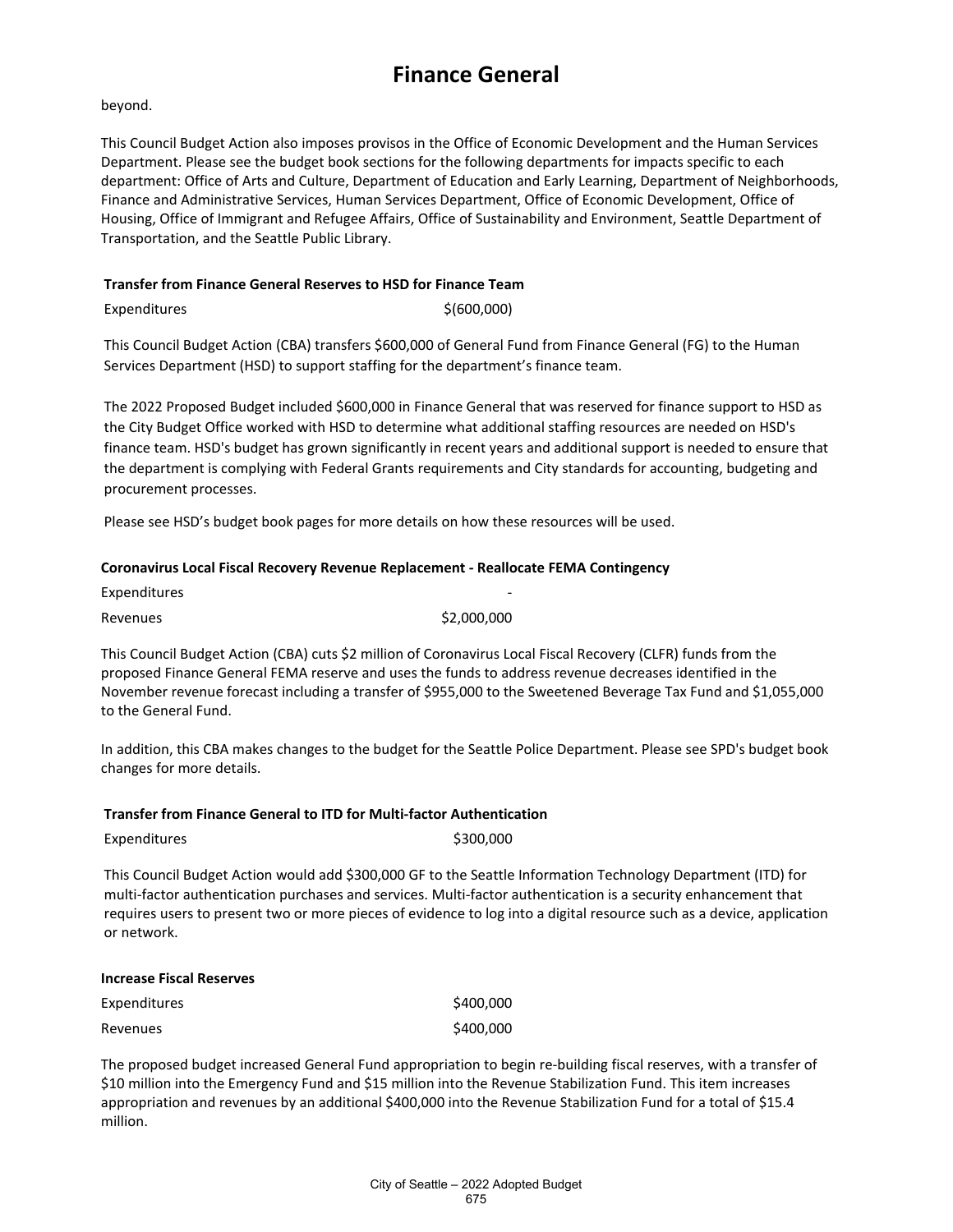beyond.

This Council Budget Action also imposes provisos in the Office of Economic Development and the Human Services Department. Please see the budget book sections for the following departments for impacts specific to each department: Office of Arts and Culture, Department of Education and Early Learning, Department of Neighborhoods, Finance and Administrative Services, Human Services Department, Office of Economic Development, Office of Housing, Office of Immigrant and Refugee Affairs, Office of Sustainability and Environment, Seattle Department of Transportation, and the Seattle Public Library.

**Transfer from Finance General Reserves to HSD for Finance Team**

| | |
|---|---|
| Expenditures | $(600,000) |

This Council Budget Action (CBA) transfers $600,000 of General Fund from Finance General (FG) to the Human Services Department (HSD) to support staffing for the department's finance team.

The 2022 Proposed Budget included $600,000 in Finance General that was reserved for finance support to HSD as the City Budget Office worked with HSD to determine what additional staffing resources are needed on HSD's finance team. HSD's budget has grown significantly in recent years and additional support is needed to ensure that the department is complying with Federal Grants requirements and City standards for accounting, budgeting and procurement processes.

Please see HSD's budget book pages for more details on how these resources will be used.

**Coronavirus Local Fiscal Recovery Revenue Replacement - Reallocate FEMA Contingency**

| | |
|---|---|
| Expenditures | - |
| Revenues | $2,000,000 |

This Council Budget Action (CBA) cuts $2 million of Coronavirus Local Fiscal Recovery (CLFR) funds from the proposed Finance General FEMA reserve and uses the funds to address revenue decreases identified in the November revenue forecast including a transfer of $955,000 to the Sweetened Beverage Tax Fund and $1,055,000 to the General Fund.

In addition, this CBA makes changes to the budget for the Seattle Police Department. Please see SPD's budget book changes for more details.

**Transfer from Finance General to ITD for Multi-factor Authentication**

| | |
|---|---|
| Expenditures | $300,000 |

This Council Budget Action would add $300,000 GF to the Seattle Information Technology Department (ITD) for multi-factor authentication purchases and services. Multi-factor authentication is a security enhancement that requires users to present two or more pieces of evidence to log into a digital resource such as a device, application or network.

**Increase Fiscal Reserves**

| | |
|---|---|
| Expenditures | $400,000 |
| Revenues | $400,000 |

The proposed budget increased General Fund appropriation to begin re-building fiscal reserves, with a transfer of $10 million into the Emergency Fund and $15 million into the Revenue Stabilization Fund. This item increases appropriation and revenues by an additional $400,000 into the Revenue Stabilization Fund for a total of $15.4 million.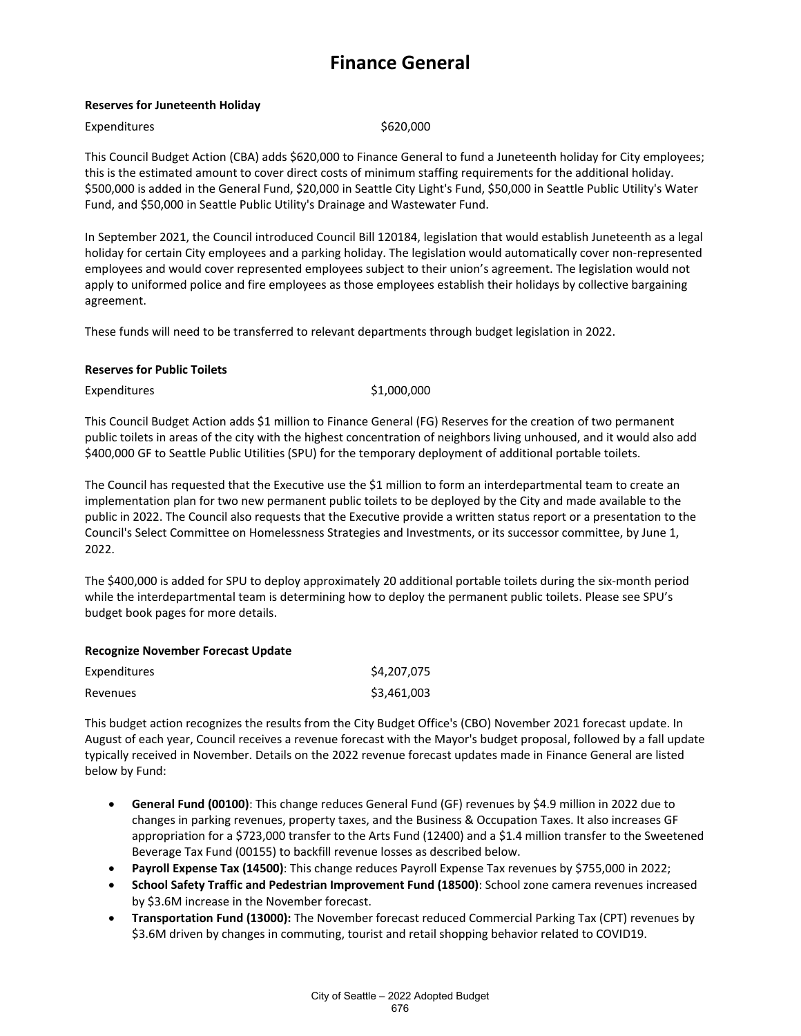# Finance General

**Reserves for Juneteenth Holiday**

| | |
|---|---|
| Expenditures | $620,000 |

This Council Budget Action (CBA) adds $620,000 to Finance General to fund a Juneteenth holiday for City employees; this is the estimated amount to cover direct costs of minimum staffing requirements for the additional holiday. $500,000 is added in the General Fund, $20,000 in Seattle City Light's Fund, $50,000 in Seattle Public Utility's Water Fund, and $50,000 in Seattle Public Utility's Drainage and Wastewater Fund.

In September 2021, the Council introduced Council Bill 120184, legislation that would establish Juneteenth as a legal holiday for certain City employees and a parking holiday. The legislation would automatically cover non-represented employees and would cover represented employees subject to their union's agreement. The legislation would not apply to uniformed police and fire employees as those employees establish their holidays by collective bargaining agreement.

These funds will need to be transferred to relevant departments through budget legislation in 2022.

**Reserves for Public Toilets**

| | |
|---|---|
| Expenditures | $1,000,000 |

This Council Budget Action adds $1 million to Finance General (FG) Reserves for the creation of two permanent public toilets in areas of the city with the highest concentration of neighbors living unhoused, and it would also add $400,000 GF to Seattle Public Utilities (SPU) for the temporary deployment of additional portable toilets.

The Council has requested that the Executive use the $1 million to form an interdepartmental team to create an implementation plan for two new permanent public toilets to be deployed by the City and made available to the public in 2022. The Council also requests that the Executive provide a written status report or a presentation to the Council's Select Committee on Homelessness Strategies and Investments, or its successor committee, by June 1, 2022.

The $400,000 is added for SPU to deploy approximately 20 additional portable toilets during the six-month period while the interdepartmental team is determining how to deploy the permanent public toilets. Please see SPU's budget book pages for more details.

**Recognize November Forecast Update**

| | |
|---|---|
| Expenditures | $4,207,075 |
| Revenues | $3,461,003 |

This budget action recognizes the results from the City Budget Office's (CBO) November 2021 forecast update. In August of each year, Council receives a revenue forecast with the Mayor's budget proposal, followed by a fall update typically received in November. Details on the 2022 revenue forecast updates made in Finance General are listed below by Fund:

- **General Fund (00100)**: This change reduces General Fund (GF) revenues by $4.9 million in 2022 due to changes in parking revenues, property taxes, and the Business & Occupation Taxes. It also increases GF appropriation for a $723,000 transfer to the Arts Fund (12400) and a $1.4 million transfer to the Sweetened Beverage Tax Fund (00155) to backfill revenue losses as described below.
- **Payroll Expense Tax (14500)**: This change reduces Payroll Expense Tax revenues by $755,000 in 2022;
- **School Safety Traffic and Pedestrian Improvement Fund (18500)**: School zone camera revenues increased by $3.6M increase in the November forecast.
- **Transportation Fund (13000):** The November forecast reduced Commercial Parking Tax (CPT) revenues by $3.6M driven by changes in commuting, tourist and retail shopping behavior related to COVID19.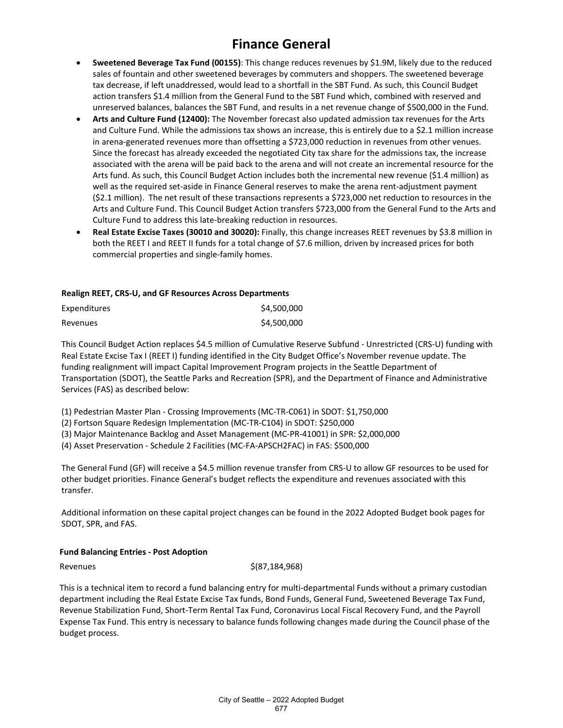# Finance General

- **Sweetened Beverage Tax Fund (00155)**: This change reduces revenues by $1.9M, likely due to the reduced sales of fountain and other sweetened beverages by commuters and shoppers. The sweetened beverage tax decrease, if left unaddressed, would lead to a shortfall in the SBT Fund. As such, this Council Budget action transfers $1.4 million from the General Fund to the SBT Fund which, combined with reserved and unreserved balances, balances the SBT Fund, and results in a net revenue change of $500,000 in the Fund.
- **Arts and Culture Fund (12400):** The November forecast also updated admission tax revenues for the Arts and Culture Fund. While the admissions tax shows an increase, this is entirely due to a $2.1 million increase in arena-generated revenues more than offsetting a $723,000 reduction in revenues from other venues. Since the forecast has already exceeded the negotiated City tax share for the admissions tax, the increase associated with the arena will be paid back to the arena and will not create an incremental resource for the Arts fund. As such, this Council Budget Action includes both the incremental new revenue ($1.4 million) as well as the required set-aside in Finance General reserves to make the arena rent-adjustment payment ($2.1 million). The net result of these transactions represents a $723,000 net reduction to resources in the Arts and Culture Fund. This Council Budget Action transfers $723,000 from the General Fund to the Arts and Culture Fund to address this late-breaking reduction in resources.
- **Real Estate Excise Taxes (30010 and 30020):** Finally, this change increases REET revenues by $3.8 million in both the REET I and REET II funds for a total change of $7.6 million, driven by increased prices for both commercial properties and single-family homes.

**Realign REET, CRS-U, and GF Resources Across Departments**

| | |
|---|---|
| Expenditures | $4,500,000 |
| Revenues | $4,500,000 |

This Council Budget Action replaces $4.5 million of Cumulative Reserve Subfund - Unrestricted (CRS-U) funding with Real Estate Excise Tax I (REET I) funding identified in the City Budget Office's November revenue update. The funding realignment will impact Capital Improvement Program projects in the Seattle Department of Transportation (SDOT), the Seattle Parks and Recreation (SPR), and the Department of Finance and Administrative Services (FAS) as described below:

(1) Pedestrian Master Plan - Crossing Improvements (MC-TR-C061) in SDOT: $1,750,000
(2) Fortson Square Redesign Implementation (MC-TR-C104) in SDOT: $250,000
(3) Major Maintenance Backlog and Asset Management (MC-PR-41001) in SPR: $2,000,000
(4) Asset Preservation - Schedule 2 Facilities (MC-FA-APSCH2FAC) in FAS: $500,000

The General Fund (GF) will receive a $4.5 million revenue transfer from CRS-U to allow GF resources to be used for other budget priorities. Finance General's budget reflects the expenditure and revenues associated with this transfer.

Additional information on these capital project changes can be found in the 2022 Adopted Budget book pages for SDOT, SPR, and FAS.

**Fund Balancing Entries - Post Adoption**

| | |
|---|---|
| Revenues | $(87,184,968) |

This is a technical item to record a fund balancing entry for multi-departmental Funds without a primary custodian department including the Real Estate Excise Tax funds, Bond Funds, General Fund, Sweetened Beverage Tax Fund, Revenue Stabilization Fund, Short-Term Rental Tax Fund, Coronavirus Local Fiscal Recovery Fund, and the Payroll Expense Tax Fund. This entry is necessary to balance funds following changes made during the Council phase of the budget process.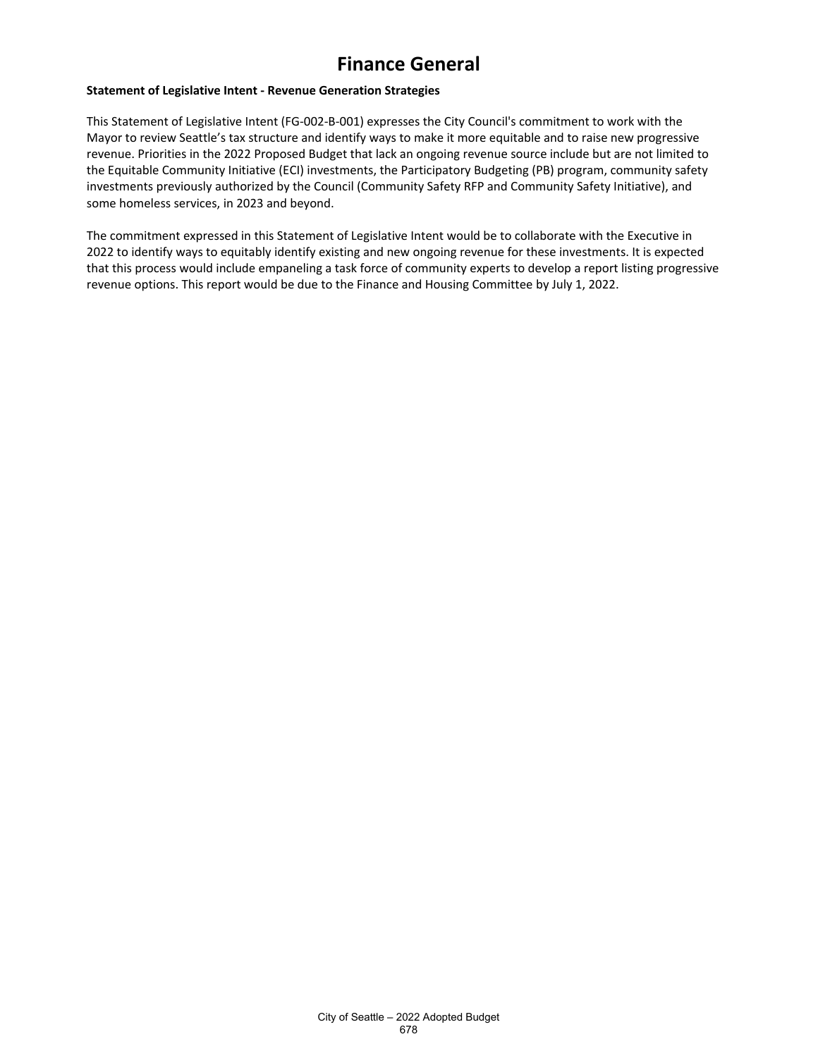# Finance General

**Statement of Legislative Intent - Revenue Generation Strategies**

This Statement of Legislative Intent (FG-002-B-001) expresses the City Council's commitment to work with the Mayor to review Seattle's tax structure and identify ways to make it more equitable and to raise new progressive revenue. Priorities in the 2022 Proposed Budget that lack an ongoing revenue source include but are not limited to the Equitable Community Initiative (ECI) investments, the Participatory Budgeting (PB) program, community safety investments previously authorized by the Council (Community Safety RFP and Community Safety Initiative), and some homeless services, in 2023 and beyond.

The commitment expressed in this Statement of Legislative Intent would be to collaborate with the Executive in 2022 to identify ways to equitably identify existing and new ongoing revenue for these investments. It is expected that this process would include empaneling a task force of community experts to develop a report listing progressive revenue options. This report would be due to the Finance and Housing Committee by July 1, 2022.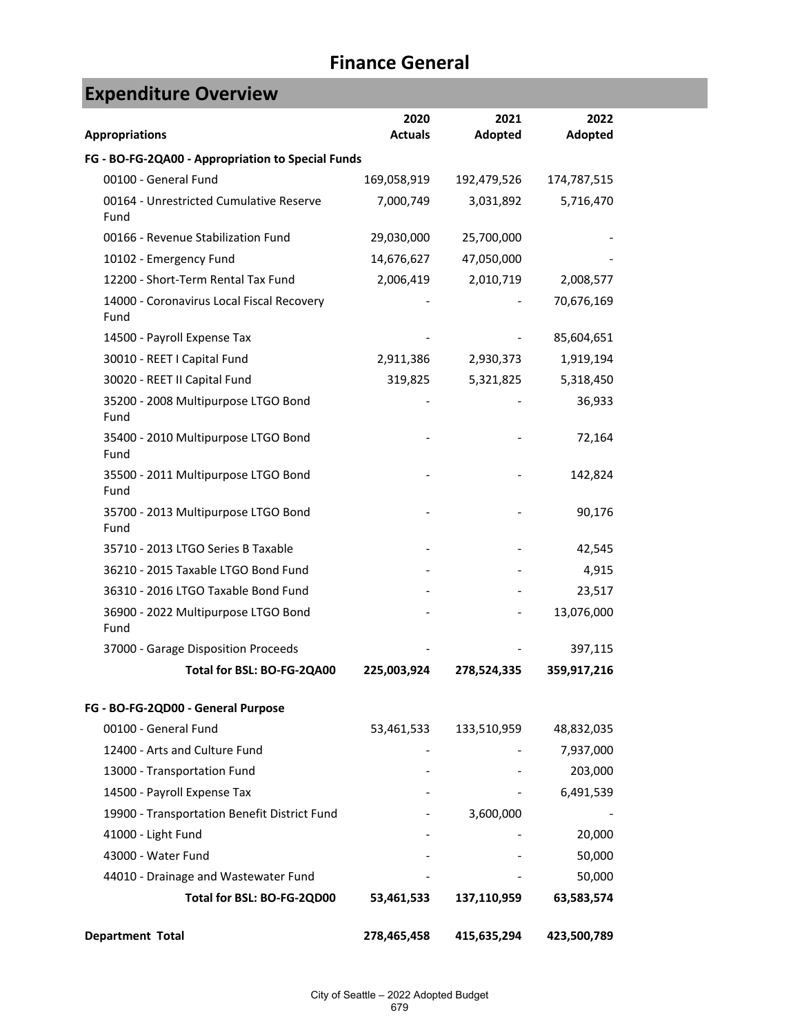# Finance General

## Expenditure Overview

| Appropriations | 2020 Actuals | 2021 Adopted | 2022 Adopted |
|---|---|---|---|
| **FG - BO-FG-2QA00 - Appropriation to Special Funds** | | | |
| 00100 - General Fund | 169,058,919 | 192,479,526 | 174,787,515 |
| 00164 - Unrestricted Cumulative Reserve Fund | 7,000,749 | 3,031,892 | 5,716,470 |
| 00166 - Revenue Stabilization Fund | 29,030,000 | 25,700,000 | - |
| 10102 - Emergency Fund | 14,676,627 | 47,050,000 | - |
| 12200 - Short-Term Rental Tax Fund | 2,006,419 | 2,010,719 | 2,008,577 |
| 14000 - Coronavirus Local Fiscal Recovery Fund | - | - | 70,676,169 |
| 14500 - Payroll Expense Tax | - | - | 85,604,651 |
| 30010 - REET I Capital Fund | 2,911,386 | 2,930,373 | 1,919,194 |
| 30020 - REET II Capital Fund | 319,825 | 5,321,825 | 5,318,450 |
| 35200 - 2008 Multipurpose LTGO Bond Fund | - | - | 36,933 |
| 35400 - 2010 Multipurpose LTGO Bond Fund | - | - | 72,164 |
| 35500 - 2011 Multipurpose LTGO Bond Fund | - | - | 142,824 |
| 35700 - 2013 Multipurpose LTGO Bond Fund | - | - | 90,176 |
| 35710 - 2013 LTGO Series B Taxable | - | - | 42,545 |
| 36210 - 2015 Taxable LTGO Bond Fund | - | - | 4,915 |
| 36310 - 2016 LTGO Taxable Bond Fund | - | - | 23,517 |
| 36900 - 2022 Multipurpose LTGO Bond Fund | - | - | 13,076,000 |
| 37000 - Garage Disposition Proceeds | - | - | 397,115 |
| **Total for BSL: BO-FG-2QA00** | **225,003,924** | **278,524,335** | **359,917,216** |
| **FG - BO-FG-2QD00 - General Purpose** | | | |
| 00100 - General Fund | 53,461,533 | 133,510,959 | 48,832,035 |
| 12400 - Arts and Culture Fund | - | - | 7,937,000 |
| 13000 - Transportation Fund | - | - | 203,000 |
| 14500 - Payroll Expense Tax | - | - | 6,491,539 |
| 19900 - Transportation Benefit District Fund | - | 3,600,000 | - |
| 41000 - Light Fund | - | - | 20,000 |
| 43000 - Water Fund | - | - | 50,000 |
| 44010 - Drainage and Wastewater Fund | - | - | 50,000 |
| **Total for BSL: BO-FG-2QD00** | **53,461,533** | **137,110,959** | **63,583,574** |
| **Department Total** | **278,465,458** | **415,635,294** | **423,500,789** |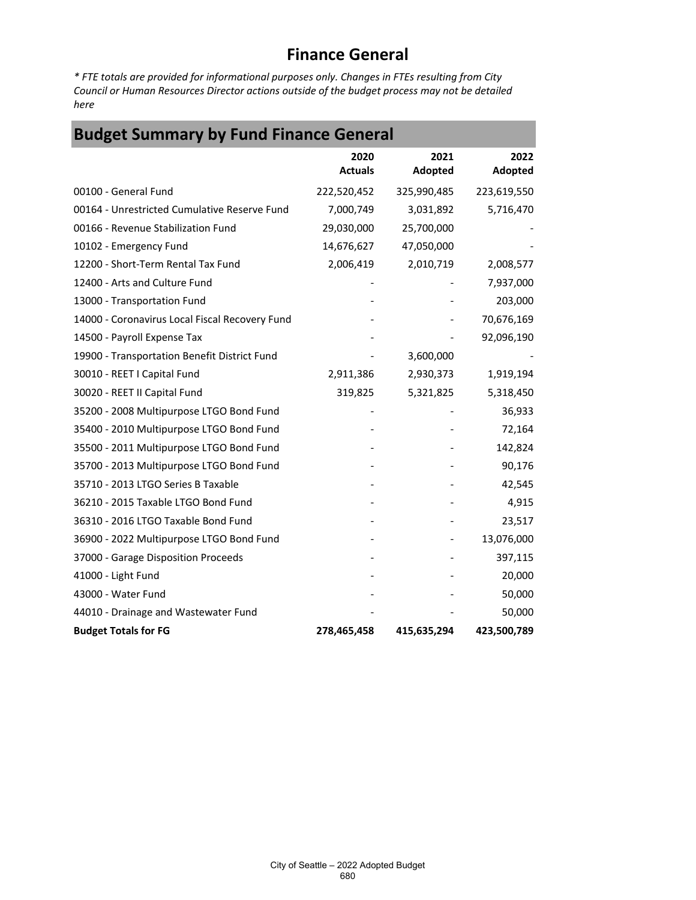# Finance General

*\* FTE totals are provided for informational purposes only. Changes in FTEs resulting from City Council or Human Resources Director actions outside of the budget process may not be detailed here*

## Budget Summary by Fund Finance General

| | 2020 Actuals | 2021 Adopted | 2022 Adopted |
|---|---|---|---|
| 00100 - General Fund | 222,520,452 | 325,990,485 | 223,619,550 |
| 00164 - Unrestricted Cumulative Reserve Fund | 7,000,749 | 3,031,892 | 5,716,470 |
| 00166 - Revenue Stabilization Fund | 29,030,000 | 25,700,000 | - |
| 10102 - Emergency Fund | 14,676,627 | 47,050,000 | - |
| 12200 - Short-Term Rental Tax Fund | 2,006,419 | 2,010,719 | 2,008,577 |
| 12400 - Arts and Culture Fund | - | - | 7,937,000 |
| 13000 - Transportation Fund | - | - | 203,000 |
| 14000 - Coronavirus Local Fiscal Recovery Fund | - | - | 70,676,169 |
| 14500 - Payroll Expense Tax | - | - | 92,096,190 |
| 19900 - Transportation Benefit District Fund | - | 3,600,000 | - |
| 30010 - REET I Capital Fund | 2,911,386 | 2,930,373 | 1,919,194 |
| 30020 - REET II Capital Fund | 319,825 | 5,321,825 | 5,318,450 |
| 35200 - 2008 Multipurpose LTGO Bond Fund | - | - | 36,933 |
| 35400 - 2010 Multipurpose LTGO Bond Fund | - | - | 72,164 |
| 35500 - 2011 Multipurpose LTGO Bond Fund | - | - | 142,824 |
| 35700 - 2013 Multipurpose LTGO Bond Fund | - | - | 90,176 |
| 35710 - 2013 LTGO Series B Taxable | - | - | 42,545 |
| 36210 - 2015 Taxable LTGO Bond Fund | - | - | 4,915 |
| 36310 - 2016 LTGO Taxable Bond Fund | - | - | 23,517 |
| 36900 - 2022 Multipurpose LTGO Bond Fund | - | - | 13,076,000 |
| 37000 - Garage Disposition Proceeds | - | - | 397,115 |
| 41000 - Light Fund | - | - | 20,000 |
| 43000 - Water Fund | - | - | 50,000 |
| 44010 - Drainage and Wastewater Fund | - | - | 50,000 |
| **Budget Totals for FG** | **278,465,458** | **415,635,294** | **423,500,789** |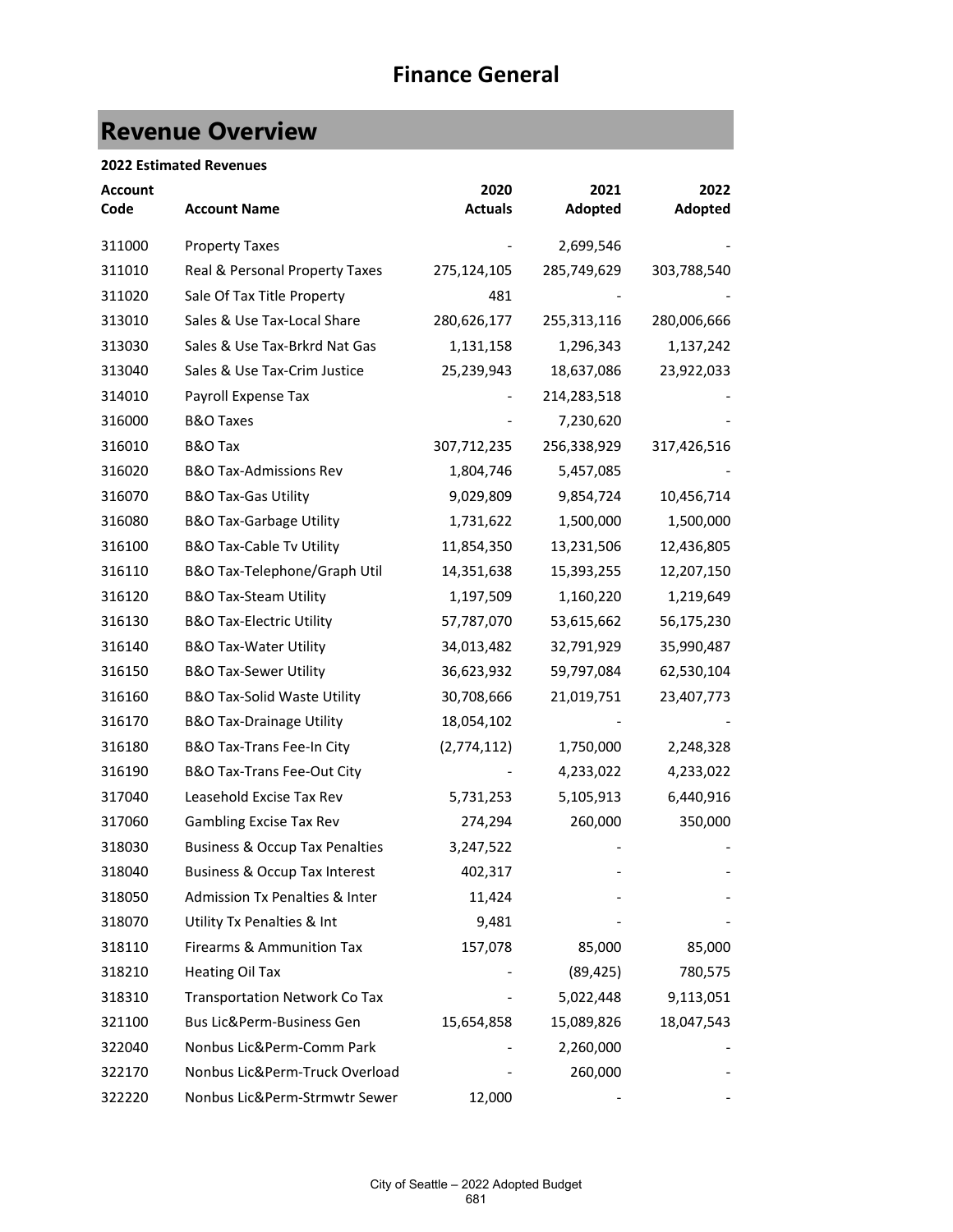# Finance General

## Revenue Overview

**2022 Estimated Revenues**

| Account Code | Account Name | 2020 Actuals | 2021 Adopted | 2022 Adopted |
|---|---|---|---|---|
| 311000 | Property Taxes | - | 2,699,546 | - |
| 311010 | Real & Personal Property Taxes | 275,124,105 | 285,749,629 | 303,788,540 |
| 311020 | Sale Of Tax Title Property | 481 | - | - |
| 313010 | Sales & Use Tax-Local Share | 280,626,177 | 255,313,116 | 280,006,666 |
| 313030 | Sales & Use Tax-Brkrd Nat Gas | 1,131,158 | 1,296,343 | 1,137,242 |
| 313040 | Sales & Use Tax-Crim Justice | 25,239,943 | 18,637,086 | 23,922,033 |
| 314010 | Payroll Expense Tax | - | 214,283,518 | - |
| 316000 | B&O Taxes | - | 7,230,620 | - |
| 316010 | B&O Tax | 307,712,235 | 256,338,929 | 317,426,516 |
| 316020 | B&O Tax-Admissions Rev | 1,804,746 | 5,457,085 | - |
| 316070 | B&O Tax-Gas Utility | 9,029,809 | 9,854,724 | 10,456,714 |
| 316080 | B&O Tax-Garbage Utility | 1,731,622 | 1,500,000 | 1,500,000 |
| 316100 | B&O Tax-Cable Tv Utility | 11,854,350 | 13,231,506 | 12,436,805 |
| 316110 | B&O Tax-Telephone/Graph Util | 14,351,638 | 15,393,255 | 12,207,150 |
| 316120 | B&O Tax-Steam Utility | 1,197,509 | 1,160,220 | 1,219,649 |
| 316130 | B&O Tax-Electric Utility | 57,787,070 | 53,615,662 | 56,175,230 |
| 316140 | B&O Tax-Water Utility | 34,013,482 | 32,791,929 | 35,990,487 |
| 316150 | B&O Tax-Sewer Utility | 36,623,932 | 59,797,084 | 62,530,104 |
| 316160 | B&O Tax-Solid Waste Utility | 30,708,666 | 21,019,751 | 23,407,773 |
| 316170 | B&O Tax-Drainage Utility | 18,054,102 | - | - |
| 316180 | B&O Tax-Trans Fee-In City | (2,774,112) | 1,750,000 | 2,248,328 |
| 316190 | B&O Tax-Trans Fee-Out City | - | 4,233,022 | 4,233,022 |
| 317040 | Leasehold Excise Tax Rev | 5,731,253 | 5,105,913 | 6,440,916 |
| 317060 | Gambling Excise Tax Rev | 274,294 | 260,000 | 350,000 |
| 318030 | Business & Occup Tax Penalties | 3,247,522 | - | - |
| 318040 | Business & Occup Tax Interest | 402,317 | - | - |
| 318050 | Admission Tx Penalties & Inter | 11,424 | - | - |
| 318070 | Utility Tx Penalties & Int | 9,481 | - | - |
| 318110 | Firearms & Ammunition Tax | 157,078 | 85,000 | 85,000 |
| 318210 | Heating Oil Tax | - | (89,425) | 780,575 |
| 318310 | Transportation Network Co Tax | - | 5,022,448 | 9,113,051 |
| 321100 | Bus Lic&Perm-Business Gen | 15,654,858 | 15,089,826 | 18,047,543 |
| 322040 | Nonbus Lic&Perm-Comm Park | - | 2,260,000 | - |
| 322170 | Nonbus Lic&Perm-Truck Overload | - | 260,000 | - |
| 322220 | Nonbus Lic&Perm-Strmwtr Sewer | 12,000 | - | - |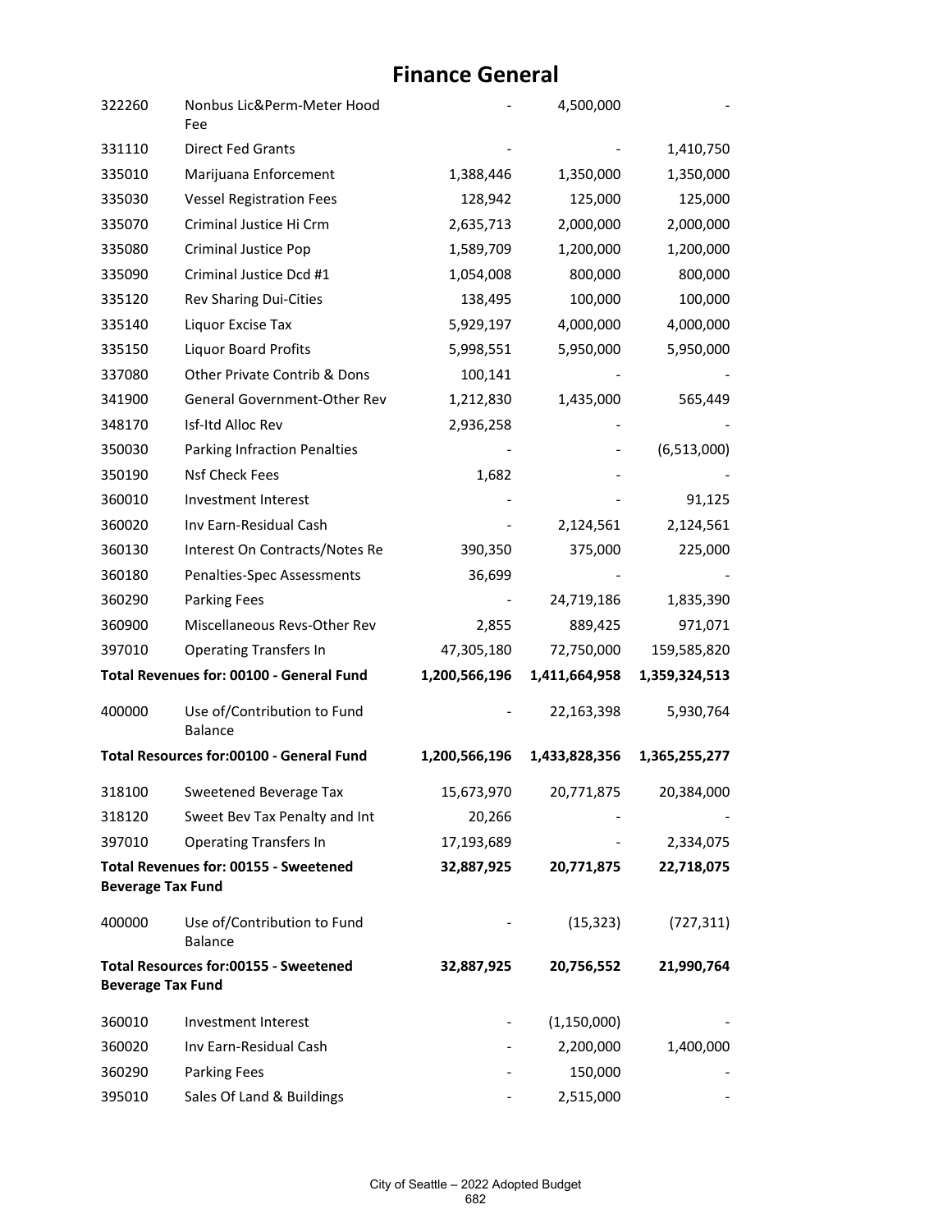# Finance General

| | | | | |
|---|---|---|---|---|
| 322260 | Nonbus Lic&Perm-Meter Hood Fee | - | 4,500,000 | - |
| 331110 | Direct Fed Grants | - | - | 1,410,750 |
| 335010 | Marijuana Enforcement | 1,388,446 | 1,350,000 | 1,350,000 |
| 335030 | Vessel Registration Fees | 128,942 | 125,000 | 125,000 |
| 335070 | Criminal Justice Hi Crm | 2,635,713 | 2,000,000 | 2,000,000 |
| 335080 | Criminal Justice Pop | 1,589,709 | 1,200,000 | 1,200,000 |
| 335090 | Criminal Justice Dcd #1 | 1,054,008 | 800,000 | 800,000 |
| 335120 | Rev Sharing Dui-Cities | 138,495 | 100,000 | 100,000 |
| 335140 | Liquor Excise Tax | 5,929,197 | 4,000,000 | 4,000,000 |
| 335150 | Liquor Board Profits | 5,998,551 | 5,950,000 | 5,950,000 |
| 337080 | Other Private Contrib & Dons | 100,141 | - | - |
| 341900 | General Government-Other Rev | 1,212,830 | 1,435,000 | 565,449 |
| 348170 | Isf-Itd Alloc Rev | 2,936,258 | - | - |
| 350030 | Parking Infraction Penalties | - | - | (6,513,000) |
| 350190 | Nsf Check Fees | 1,682 | - | - |
| 360010 | Investment Interest | - | - | 91,125 |
| 360020 | Inv Earn-Residual Cash | - | 2,124,561 | 2,124,561 |
| 360130 | Interest On Contracts/Notes Re | 390,350 | 375,000 | 225,000 |
| 360180 | Penalties-Spec Assessments | 36,699 | - | - |
| 360290 | Parking Fees | - | 24,719,186 | 1,835,390 |
| 360900 | Miscellaneous Revs-Other Rev | 2,855 | 889,425 | 971,071 |
| 397010 | Operating Transfers In | 47,305,180 | 72,750,000 | 159,585,820 |
| **Total Revenues for: 00100 - General Fund** | | **1,200,566,196** | **1,411,664,958** | **1,359,324,513** |
| 400000 | Use of/Contribution to Fund Balance | - | 22,163,398 | 5,930,764 |
| **Total Resources for:00100 - General Fund** | | **1,200,566,196** | **1,433,828,356** | **1,365,255,277** |
| 318100 | Sweetened Beverage Tax | 15,673,970 | 20,771,875 | 20,384,000 |
| 318120 | Sweet Bev Tax Penalty and Int | 20,266 | - | - |
| 397010 | Operating Transfers In | 17,193,689 | - | 2,334,075 |
| **Total Revenues for: 00155 - Sweetened Beverage Tax Fund** | | **32,887,925** | **20,771,875** | **22,718,075** |
| 400000 | Use of/Contribution to Fund Balance | - | (15,323) | (727,311) |
| **Total Resources for:00155 - Sweetened Beverage Tax Fund** | | **32,887,925** | **20,756,552** | **21,990,764** |
| 360010 | Investment Interest | - | (1,150,000) | - |
| 360020 | Inv Earn-Residual Cash | - | 2,200,000 | 1,400,000 |
| 360290 | Parking Fees | - | 150,000 | - |
| 395010 | Sales Of Land & Buildings | - | 2,515,000 | - |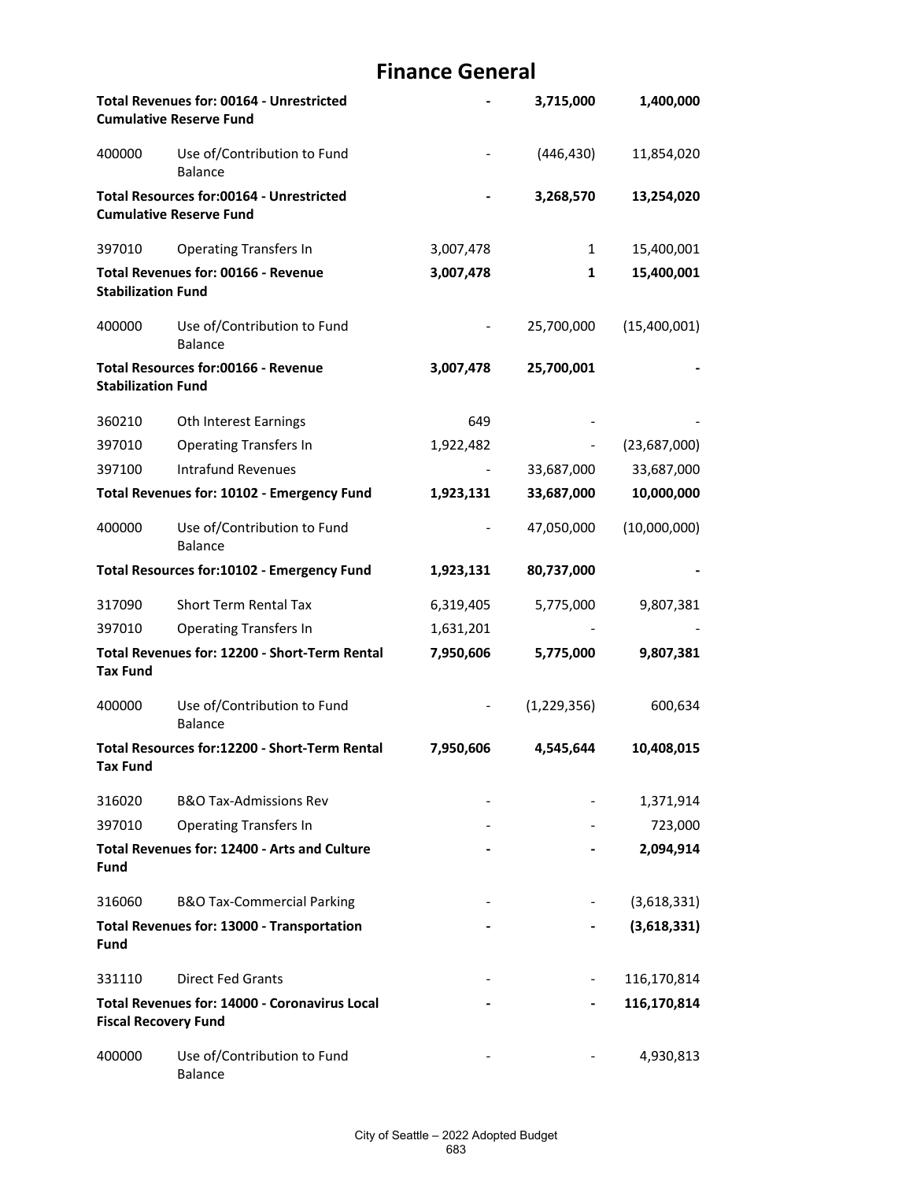# Finance General

| | | | | |
|---|---|---|---|---|
| **Total Revenues for: 00164 - Unrestricted Cumulative Reserve Fund** | | **-** | **3,715,000** | **1,400,000** |
| 400000 | Use of/Contribution to Fund Balance | - | (446,430) | 11,854,020 |
| **Total Resources for:00164 - Unrestricted Cumulative Reserve Fund** | | **-** | **3,268,570** | **13,254,020** |
| 397010 | Operating Transfers In | 3,007,478 | 1 | 15,400,001 |
| **Total Revenues for: 00166 - Revenue Stabilization Fund** | | **3,007,478** | **1** | **15,400,001** |
| 400000 | Use of/Contribution to Fund Balance | - | 25,700,000 | (15,400,001) |
| **Total Resources for:00166 - Revenue Stabilization Fund** | | **3,007,478** | **25,700,001** | **-** |
| 360210 | Oth Interest Earnings | 649 | - | - |
| 397010 | Operating Transfers In | 1,922,482 | - | (23,687,000) |
| 397100 | Intrafund Revenues | - | 33,687,000 | 33,687,000 |
| **Total Revenues for: 10102 - Emergency Fund** | | **1,923,131** | **33,687,000** | **10,000,000** |
| 400000 | Use of/Contribution to Fund Balance | - | 47,050,000 | (10,000,000) |
| **Total Resources for:10102 - Emergency Fund** | | **1,923,131** | **80,737,000** | **-** |
| 317090 | Short Term Rental Tax | 6,319,405 | 5,775,000 | 9,807,381 |
| 397010 | Operating Transfers In | 1,631,201 | - | - |
| **Total Revenues for: 12200 - Short-Term Rental Tax Fund** | | **7,950,606** | **5,775,000** | **9,807,381** |
| 400000 | Use of/Contribution to Fund Balance | - | (1,229,356) | 600,634 |
| **Total Resources for:12200 - Short-Term Rental Tax Fund** | | **7,950,606** | **4,545,644** | **10,408,015** |
| 316020 | B&O Tax-Admissions Rev | - | - | 1,371,914 |
| 397010 | Operating Transfers In | - | - | 723,000 |
| **Total Revenues for: 12400 - Arts and Culture Fund** | | **-** | **-** | **2,094,914** |
| 316060 | B&O Tax-Commercial Parking | - | - | (3,618,331) |
| **Total Revenues for: 13000 - Transportation Fund** | | **-** | **-** | **(3,618,331)** |
| 331110 | Direct Fed Grants | - | - | 116,170,814 |
| **Total Revenues for: 14000 - Coronavirus Local Fiscal Recovery Fund** | | **-** | **-** | **116,170,814** |
| 400000 | Use of/Contribution to Fund Balance | - | - | 4,930,813 |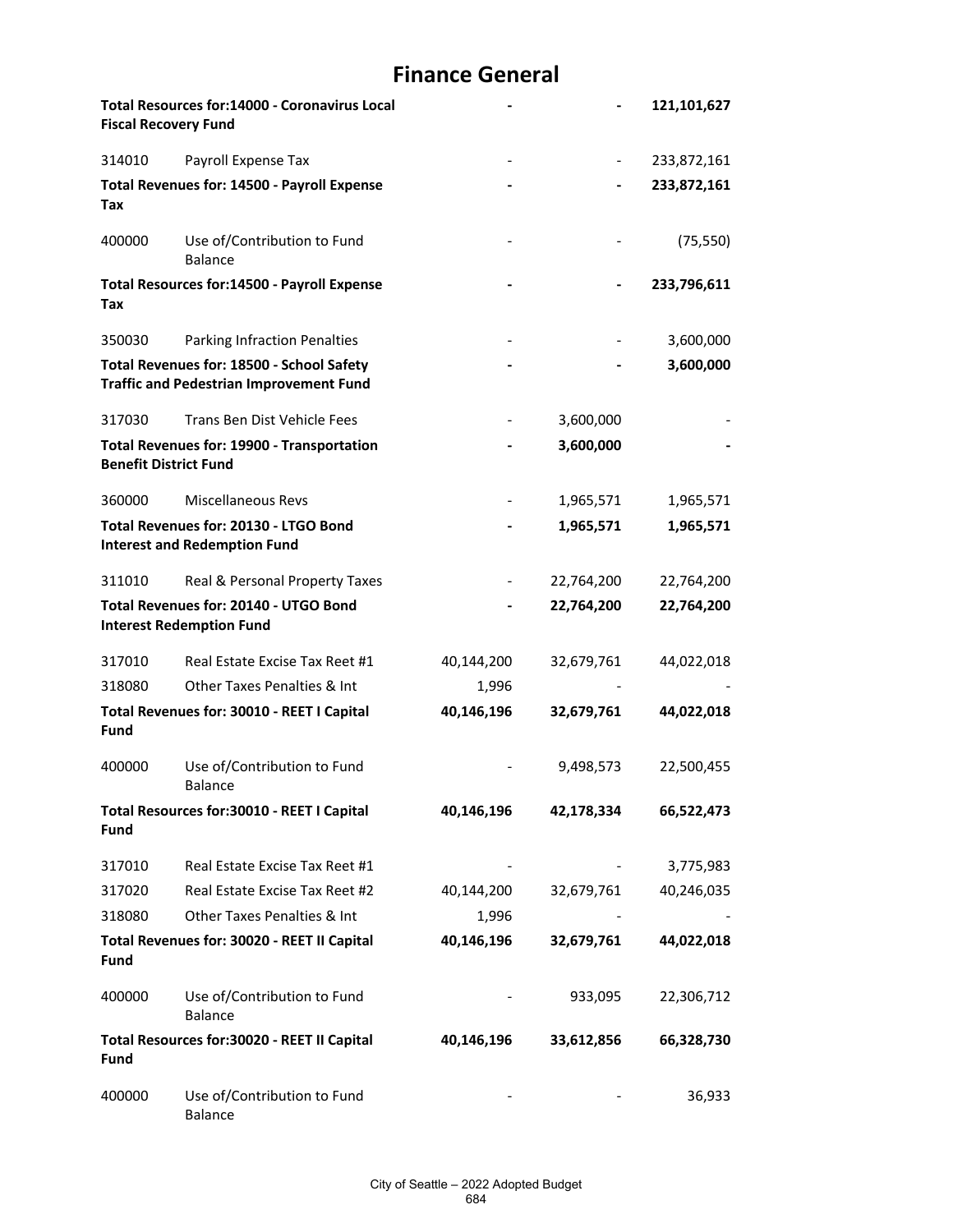# Finance General

| | | | | |
|---|---|---|---|---|
| **Total Resources for:14000 - Coronavirus Local Fiscal Recovery Fund** | | **-** | **-** | **121,101,627** |
| 314010 | Payroll Expense Tax | - | - | 233,872,161 |
| **Total Revenues for: 14500 - Payroll Expense Tax** | | **-** | **-** | **233,872,161** |
| 400000 | Use of/Contribution to Fund Balance | - | - | (75,550) |
| **Total Resources for:14500 - Payroll Expense Tax** | | **-** | **-** | **233,796,611** |
| 350030 | Parking Infraction Penalties | - | - | 3,600,000 |
| **Total Revenues for: 18500 - School Safety Traffic and Pedestrian Improvement Fund** | | **-** | **-** | **3,600,000** |
| 317030 | Trans Ben Dist Vehicle Fees | - | 3,600,000 | - |
| **Total Revenues for: 19900 - Transportation Benefit District Fund** | | **-** | **3,600,000** | **-** |
| 360000 | Miscellaneous Revs | - | 1,965,571 | 1,965,571 |
| **Total Revenues for: 20130 - LTGO Bond Interest and Redemption Fund** | | **-** | **1,965,571** | **1,965,571** |
| 311010 | Real & Personal Property Taxes | - | 22,764,200 | 22,764,200 |
| **Total Revenues for: 20140 - UTGO Bond Interest Redemption Fund** | | **-** | **22,764,200** | **22,764,200** |
| 317010 | Real Estate Excise Tax Reet #1 | 40,144,200 | 32,679,761 | 44,022,018 |
| 318080 | Other Taxes Penalties & Int | 1,996 | - | - |
| **Total Revenues for: 30010 - REET I Capital Fund** | | **40,146,196** | **32,679,761** | **44,022,018** |
| 400000 | Use of/Contribution to Fund Balance | - | 9,498,573 | 22,500,455 |
| **Total Resources for:30010 - REET I Capital Fund** | | **40,146,196** | **42,178,334** | **66,522,473** |
| 317010 | Real Estate Excise Tax Reet #1 | - | - | 3,775,983 |
| 317020 | Real Estate Excise Tax Reet #2 | 40,144,200 | 32,679,761 | 40,246,035 |
| 318080 | Other Taxes Penalties & Int | 1,996 | - | - |
| **Total Revenues for: 30020 - REET II Capital Fund** | | **40,146,196** | **32,679,761** | **44,022,018** |
| 400000 | Use of/Contribution to Fund Balance | - | 933,095 | 22,306,712 |
| **Total Resources for:30020 - REET II Capital Fund** | | **40,146,196** | **33,612,856** | **66,328,730** |
| 400000 | Use of/Contribution to Fund Balance | - | - | 36,933 |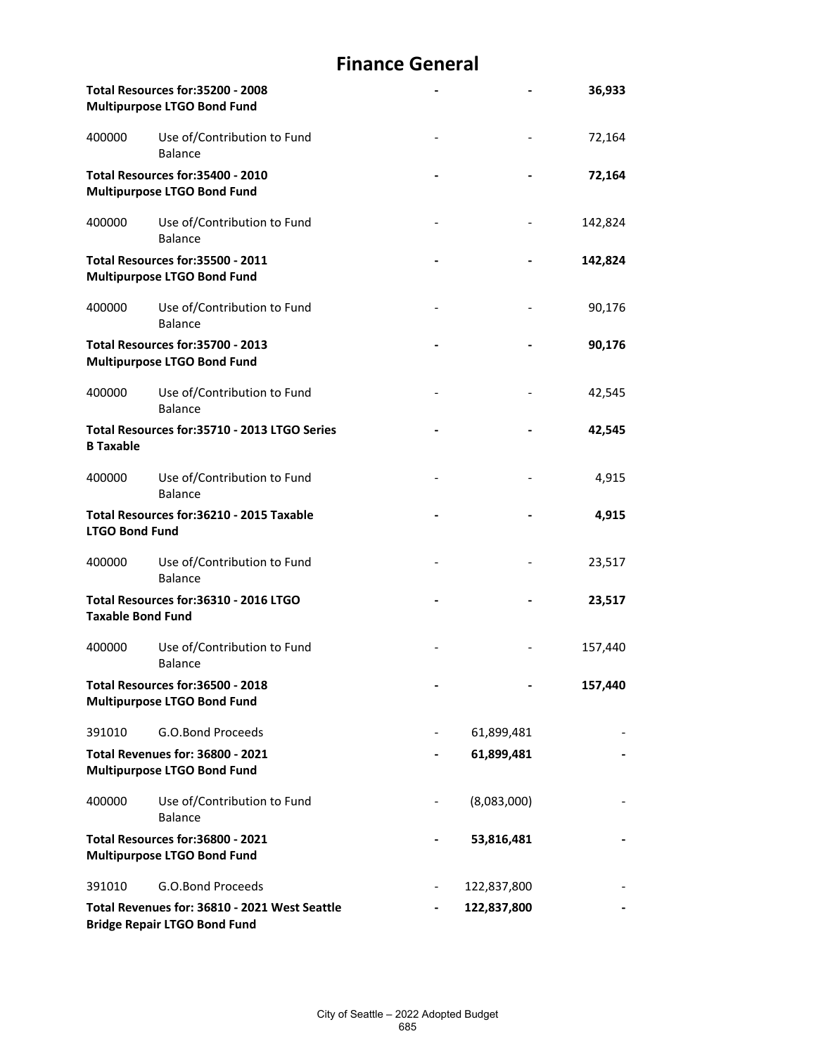# Finance General

| | | | | |
|---|---|---|---|---|
| **Total Resources for:35200 - 2008 Multipurpose LTGO Bond Fund** | | **-** | **-** | **36,933** |
| 400000 | Use of/Contribution to Fund Balance | - | - | 72,164 |
| **Total Resources for:35400 - 2010 Multipurpose LTGO Bond Fund** | | **-** | **-** | **72,164** |
| 400000 | Use of/Contribution to Fund Balance | - | - | 142,824 |
| **Total Resources for:35500 - 2011 Multipurpose LTGO Bond Fund** | | **-** | **-** | **142,824** |
| 400000 | Use of/Contribution to Fund Balance | - | - | 90,176 |
| **Total Resources for:35700 - 2013 Multipurpose LTGO Bond Fund** | | **-** | **-** | **90,176** |
| 400000 | Use of/Contribution to Fund Balance | - | - | 42,545 |
| **Total Resources for:35710 - 2013 LTGO Series B Taxable** | | **-** | **-** | **42,545** |
| 400000 | Use of/Contribution to Fund Balance | - | - | 4,915 |
| **Total Resources for:36210 - 2015 Taxable LTGO Bond Fund** | | **-** | **-** | **4,915** |
| 400000 | Use of/Contribution to Fund Balance | - | - | 23,517 |
| **Total Resources for:36310 - 2016 LTGO Taxable Bond Fund** | | **-** | **-** | **23,517** |
| 400000 | Use of/Contribution to Fund Balance | - | - | 157,440 |
| **Total Resources for:36500 - 2018 Multipurpose LTGO Bond Fund** | | **-** | **-** | **157,440** |
| 391010 | G.O.Bond Proceeds | - | 61,899,481 | - |
| **Total Revenues for: 36800 - 2021 Multipurpose LTGO Bond Fund** | | **-** | **61,899,481** | **-** |
| 400000 | Use of/Contribution to Fund Balance | - | (8,083,000) | - |
| **Total Resources for:36800 - 2021 Multipurpose LTGO Bond Fund** | | **-** | **53,816,481** | **-** |
| 391010 | G.O.Bond Proceeds | - | 122,837,800 | - |
| **Total Revenues for: 36810 - 2021 West Seattle Bridge Repair LTGO Bond Fund** | | **-** | **122,837,800** | **-** |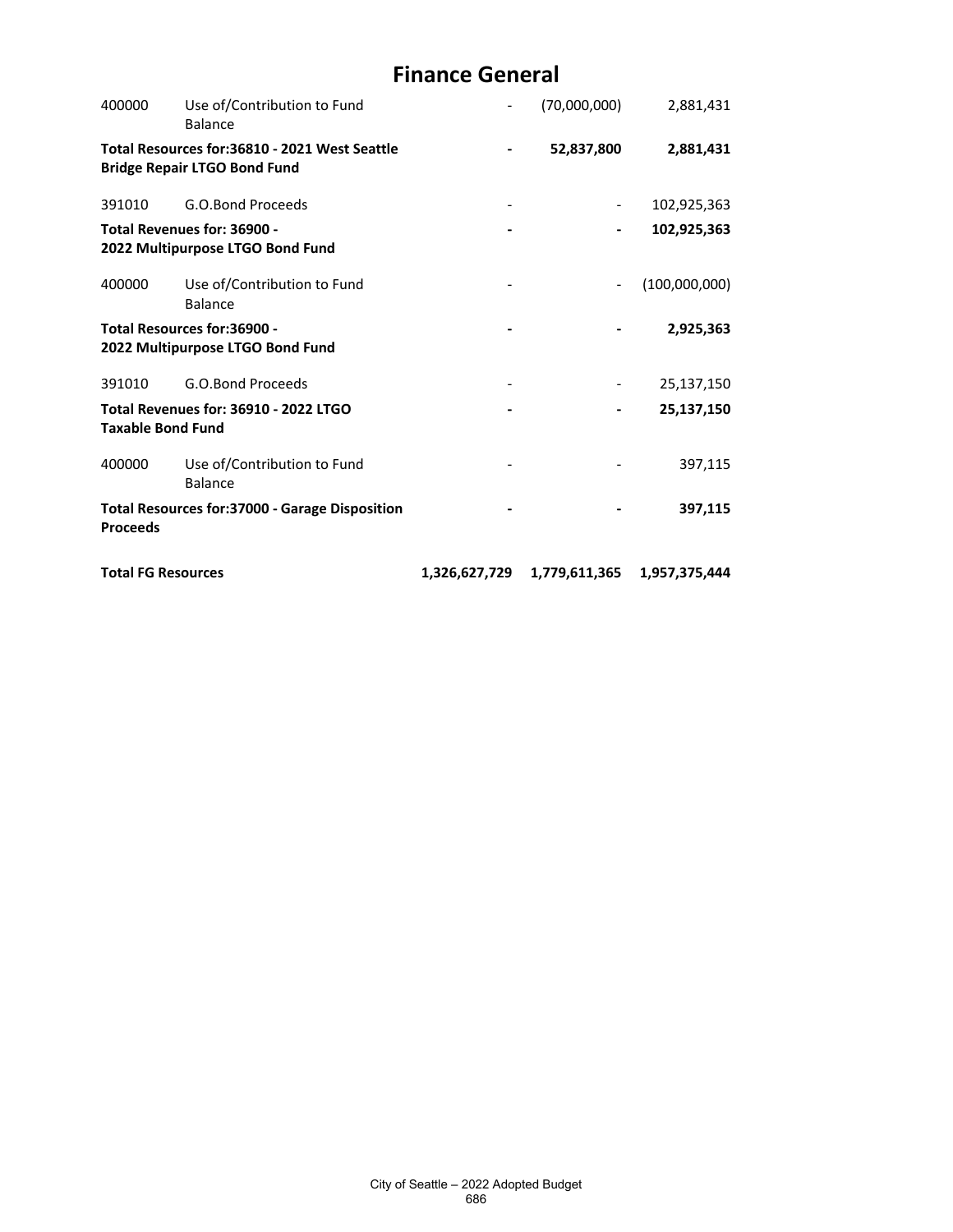# Finance General

| | | | | |
|---|---|---|---|---|
| 400000 | Use of/Contribution to Fund Balance | - | (70,000,000) | 2,881,431 |
| **Total Resources for:36810 - 2021 West Seattle Bridge Repair LTGO Bond Fund** | | **-** | **52,837,800** | **2,881,431** |
| 391010 | G.O.Bond Proceeds | - | - | 102,925,363 |
| **Total Revenues for: 36900 - 2022 Multipurpose LTGO Bond Fund** | | **-** | **-** | **102,925,363** |
| 400000 | Use of/Contribution to Fund Balance | - | - | (100,000,000) |
| **Total Resources for:36900 - 2022 Multipurpose LTGO Bond Fund** | | **-** | **-** | **2,925,363** |
| 391010 | G.O.Bond Proceeds | - | - | 25,137,150 |
| **Total Revenues for: 36910 - 2022 LTGO Taxable Bond Fund** | | **-** | **-** | **25,137,150** |
| 400000 | Use of/Contribution to Fund Balance | - | - | 397,115 |
| **Total Resources for:37000 - Garage Disposition Proceeds** | | **-** | **-** | **397,115** |
| **Total FG Resources** | | **1,326,627,729** | **1,779,611,365** | **1,957,375,444** |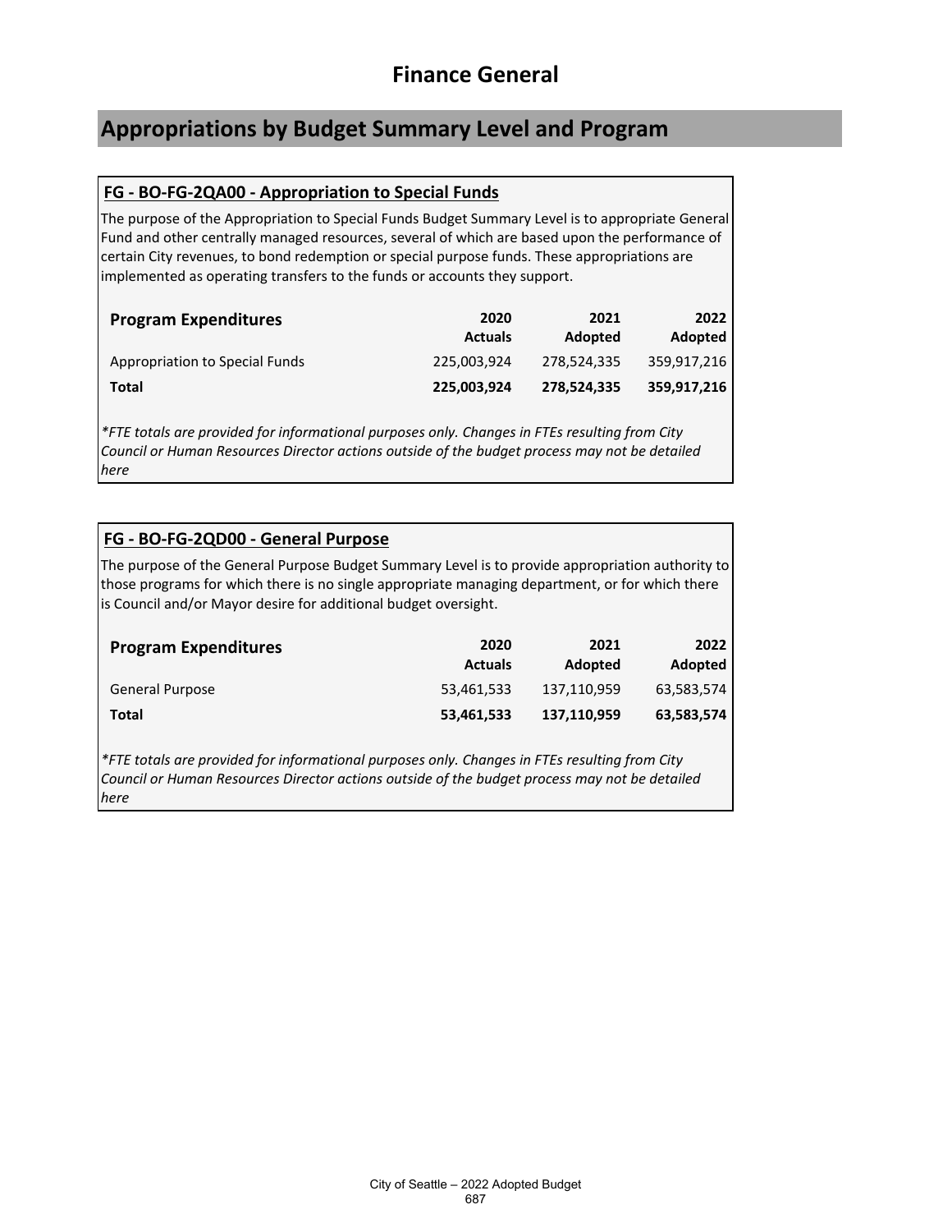# Finance General

## Appropriations by Budget Summary Level and Program

### FG - BO-FG-2QA00 - Appropriation to Special Funds

The purpose of the Appropriation to Special Funds Budget Summary Level is to appropriate General Fund and other centrally managed resources, several of which are based upon the performance of certain City revenues, to bond redemption or special purpose funds. These appropriations are implemented as operating transfers to the funds or accounts they support.

| Program Expenditures | 2020 Actuals | 2021 Adopted | 2022 Adopted |
|---|---|---|---|
| Appropriation to Special Funds | 225,003,924 | 278,524,335 | 359,917,216 |
| **Total** | **225,003,924** | **278,524,335** | **359,917,216** |

*\*FTE totals are provided for informational purposes only. Changes in FTEs resulting from City Council or Human Resources Director actions outside of the budget process may not be detailed here*

### FG - BO-FG-2QD00 - General Purpose

The purpose of the General Purpose Budget Summary Level is to provide appropriation authority to those programs for which there is no single appropriate managing department, or for which there is Council and/or Mayor desire for additional budget oversight.

| Program Expenditures | 2020 Actuals | 2021 Adopted | 2022 Adopted |
|---|---|---|---|
| General Purpose | 53,461,533 | 137,110,959 | 63,583,574 |
| **Total** | **53,461,533** | **137,110,959** | **63,583,574** |

*\*FTE totals are provided for informational purposes only. Changes in FTEs resulting from City Council or Human Resources Director actions outside of the budget process may not be detailed here*